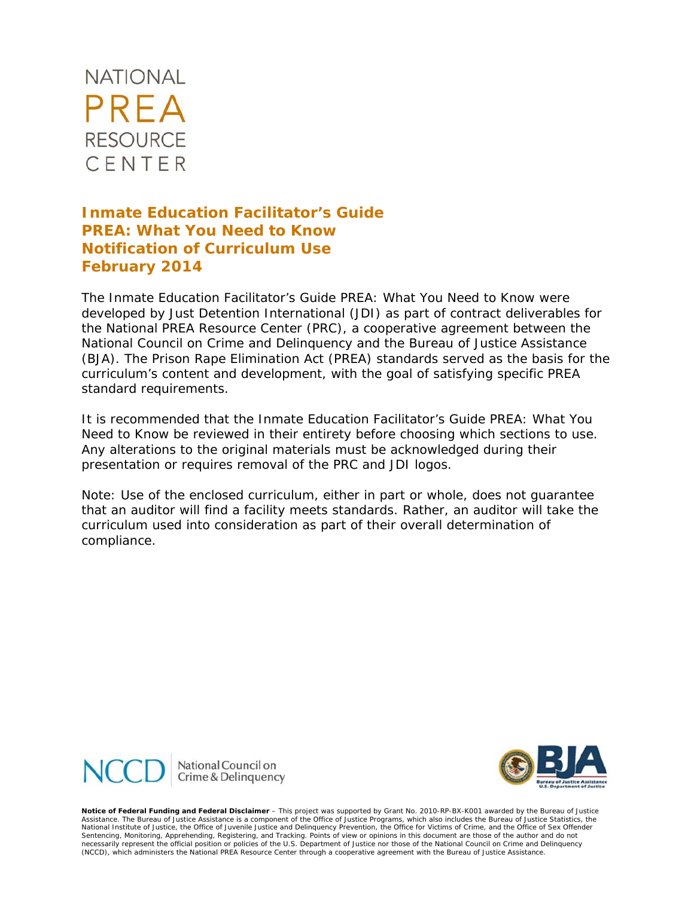NATIONAL
PREA
RESOURCE
CENTER

# Inmate Education Facilitator's Guide
# PREA: What You Need to Know
# Notification of Curriculum Use
# February 2014

The Inmate Education Facilitator's Guide PREA: What You Need to Know were developed by Just Detention International (JDI) as part of contract deliverables for the National PREA Resource Center (PRC), a cooperative agreement between the National Council on Crime and Delinquency and the Bureau of Justice Assistance (BJA). The Prison Rape Elimination Act (PREA) standards served as the basis for the curriculum's content and development, with the goal of satisfying specific PREA standard requirements.

It is recommended that the Inmate Education Facilitator's Guide PREA: What You Need to Know be reviewed in their entirety before choosing which sections to use. Any alterations to the original materials must be acknowledged during their presentation or requires removal of the PRC and JDI logos.

Note: Use of the enclosed curriculum, either in part or whole, does not guarantee that an auditor will find a facility meets standards. Rather, an auditor will take the curriculum used into consideration as part of their overall determination of compliance.

NCCD National Council on Crime & Delinquency

BJA Bureau of Justice Assistance U.S. Department of Justice

**Notice of Federal Funding and Federal Disclaimer** – This project was supported by Grant No. 2010-RP-BX-K001 awarded by the Bureau of Justice Assistance. The Bureau of Justice Assistance is a component of the Office of Justice Programs, which also includes the Bureau of Justice Statistics, the National Institute of Justice, the Office of Juvenile Justice and Delinquency Prevention, the Office for Victims of Crime, and the Office of Sex Offender Sentencing, Monitoring, Apprehending, Registering, and Tracking. Points of view or opinions in this document are those of the author and do not necessarily represent the official position or policies of the U.S. Department of Justice nor those of the National Council on Crime and Delinquency (NCCD), which administers the National PREA Resource Center through a cooperative agreement with the Bureau of Justice Assistance.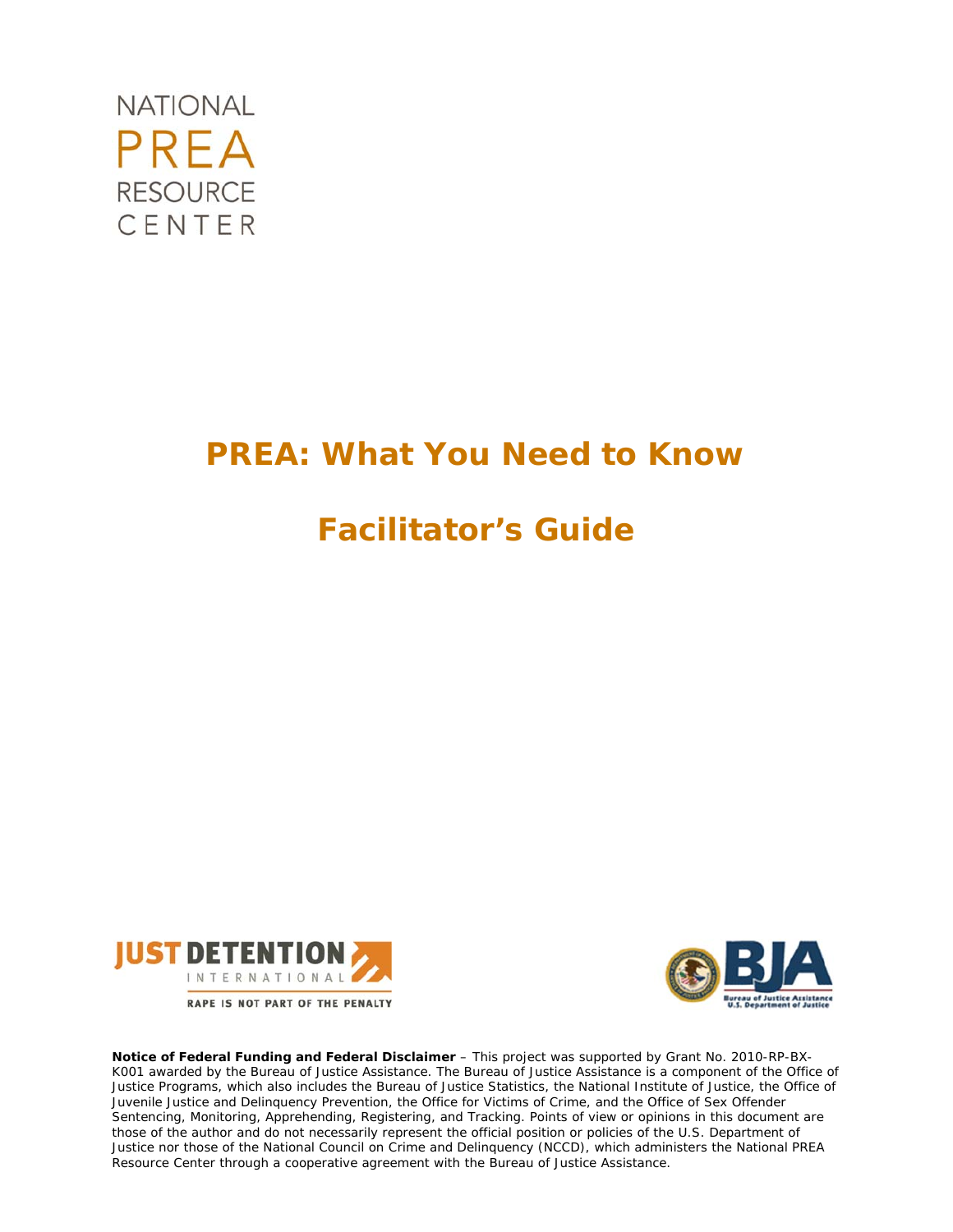NATIONAL
PREA
RESOURCE
CENTER

# PREA: What You Need to Know

# Facilitator's Guide

JUST DETENTION INTERNATIONAL
RAPE IS NOT PART OF THE PENALTY

BJA
Bureau of Justice Assistance
U.S. Department of Justice

**Notice of Federal Funding and Federal Disclaimer** – This project was supported by Grant No. 2010-RP-BX-K001 awarded by the Bureau of Justice Assistance. The Bureau of Justice Assistance is a component of the Office of Justice Programs, which also includes the Bureau of Justice Statistics, the National Institute of Justice, the Office of Juvenile Justice and Delinquency Prevention, the Office for Victims of Crime, and the Office of Sex Offender Sentencing, Monitoring, Apprehending, Registering, and Tracking. Points of view or opinions in this document are those of the author and do not necessarily represent the official position or policies of the U.S. Department of Justice nor those of the National Council on Crime and Delinquency (NCCD), which administers the National PREA Resource Center through a cooperative agreement with the Bureau of Justice Assistance.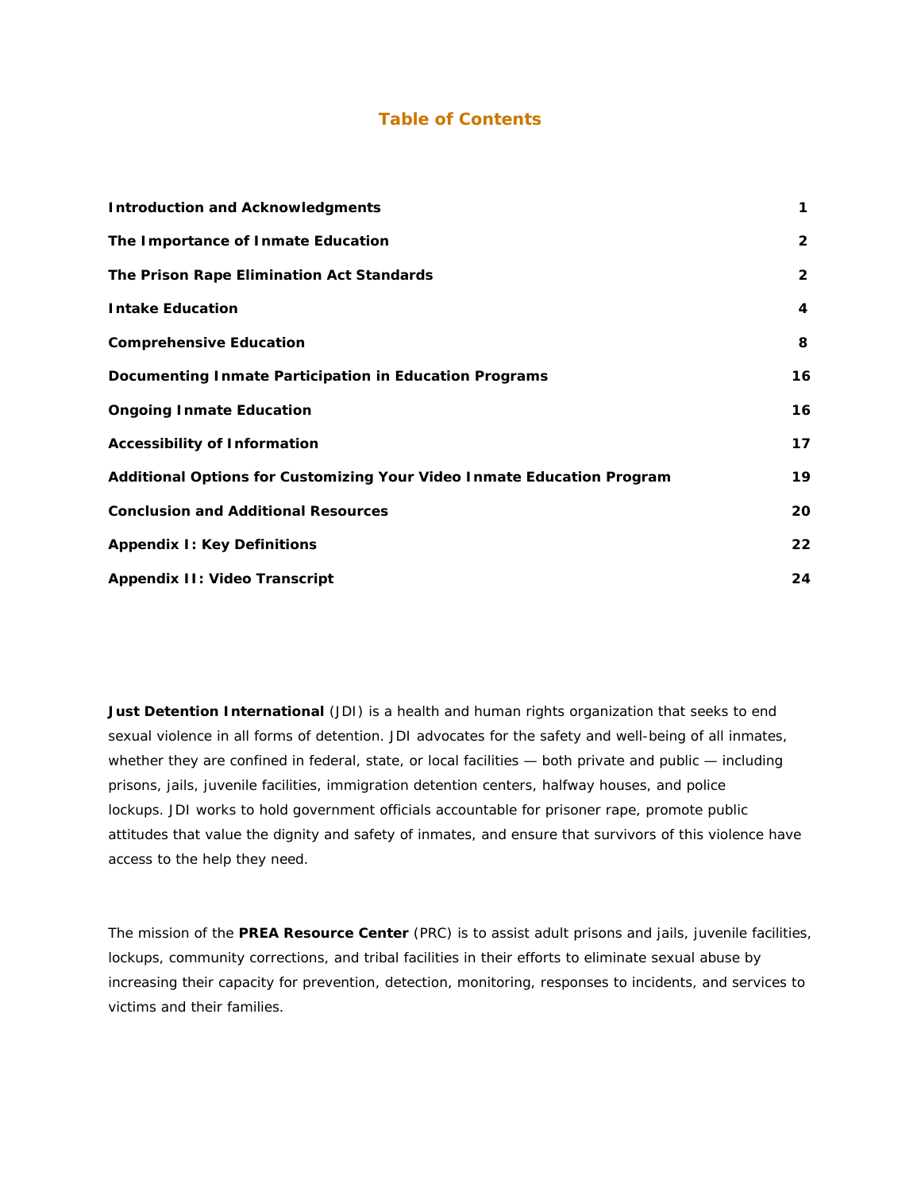## Table of Contents

| | |
|---|---|
| **Introduction and Acknowledgments** | **1** |
| **The Importance of Inmate Education** | **2** |
| **The Prison Rape Elimination Act Standards** | **2** |
| **Intake Education** | **4** |
| **Comprehensive Education** | **8** |
| **Documenting Inmate Participation in Education Programs** | **16** |
| **Ongoing Inmate Education** | **16** |
| **Accessibility of Information** | **17** |
| **Additional Options for Customizing Your Video Inmate Education Program** | **19** |
| **Conclusion and Additional Resources** | **20** |
| **Appendix I: Key Definitions** | **22** |
| **Appendix II: Video Transcript** | **24** |

**Just Detention International** (JDI) is a health and human rights organization that seeks to end sexual violence in all forms of detention. JDI advocates for the safety and well-being of all inmates, whether they are confined in federal, state, or local facilities — both private and public — including prisons, jails, juvenile facilities, immigration detention centers, halfway houses, and police lockups. JDI works to hold government officials accountable for prisoner rape, promote public attitudes that value the dignity and safety of inmates, and ensure that survivors of this violence have access to the help they need.

The mission of the **PREA Resource Center** (PRC) is to assist adult prisons and jails, juvenile facilities, lockups, community corrections, and tribal facilities in their efforts to eliminate sexual abuse by increasing their capacity for prevention, detection, monitoring, responses to incidents, and services to victims and their families.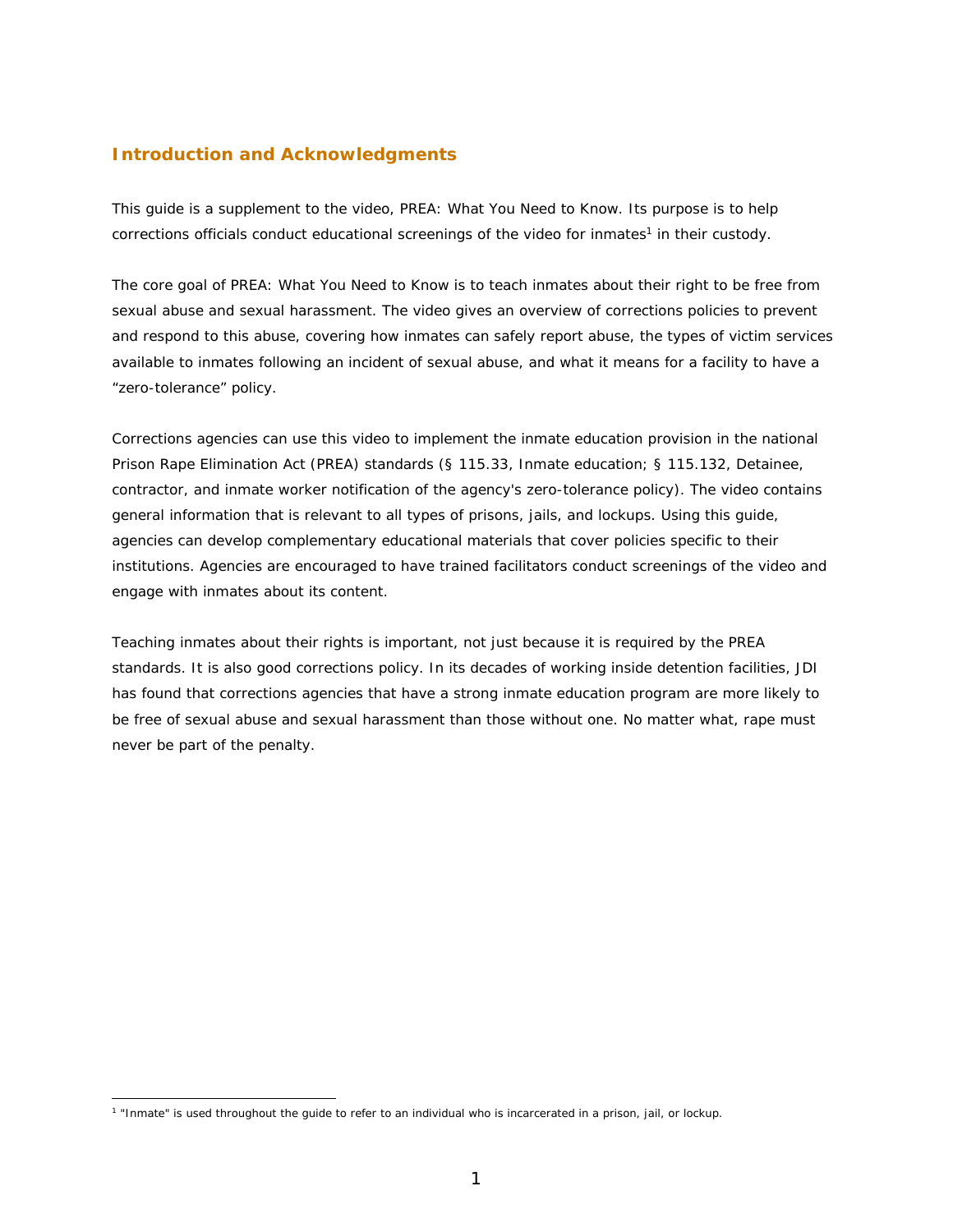## Introduction and Acknowledgments

This guide is a supplement to the video, PREA: What You Need to Know. Its purpose is to help corrections officials conduct educational screenings of the video for inmates[1] in their custody.

The core goal of PREA: What You Need to Know is to teach inmates about their right to be free from sexual abuse and sexual harassment. The video gives an overview of corrections policies to prevent and respond to this abuse, covering how inmates can safely report abuse, the types of victim services available to inmates following an incident of sexual abuse, and what it means for a facility to have a "zero-tolerance" policy.

Corrections agencies can use this video to implement the inmate education provision in the national Prison Rape Elimination Act (PREA) standards (§ 115.33, Inmate education; § 115.132, Detainee, contractor, and inmate worker notification of the agency's zero-tolerance policy). The video contains general information that is relevant to all types of prisons, jails, and lockups. Using this guide, agencies can develop complementary educational materials that cover policies specific to their institutions. Agencies are encouraged to have trained facilitators conduct screenings of the video and engage with inmates about its content.

Teaching inmates about their rights is important, not just because it is required by the PREA standards. It is also good corrections policy. In its decades of working inside detention facilities, JDI has found that corrections agencies that have a strong inmate education program are more likely to be free of sexual abuse and sexual harassment than those without one. No matter what, rape must never be part of the penalty.

[1] "Inmate" is used throughout the guide to refer to an individual who is incarcerated in a prison, jail, or lockup.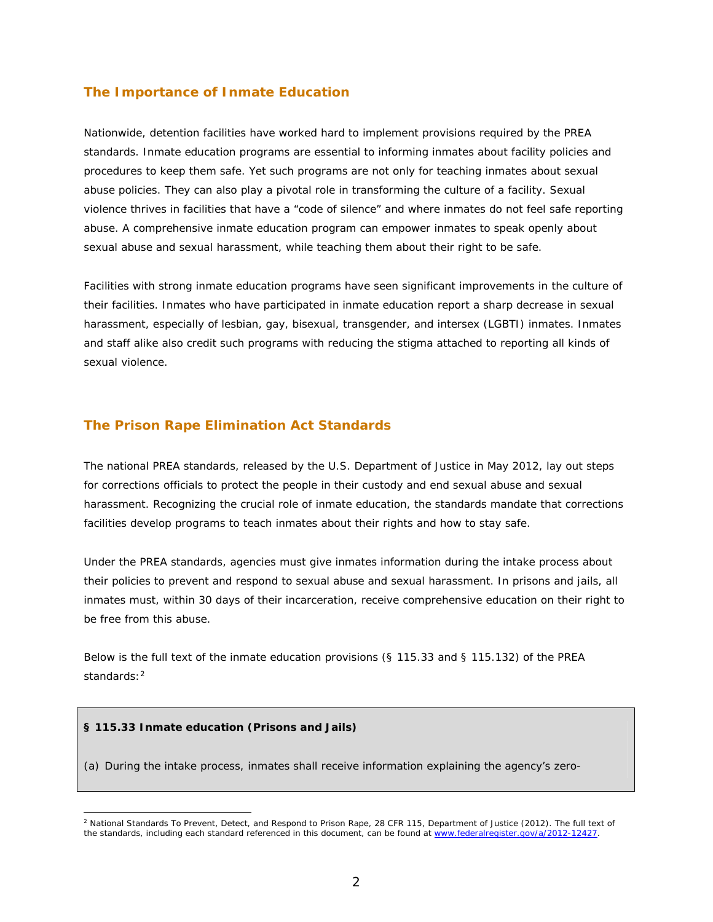## The Importance of Inmate Education

Nationwide, detention facilities have worked hard to implement provisions required by the PREA standards. Inmate education programs are essential to informing inmates about facility policies and procedures to keep them safe. Yet such programs are not only for teaching inmates about sexual abuse policies. They can also play a pivotal role in transforming the culture of a facility. Sexual violence thrives in facilities that have a "code of silence" and where inmates do not feel safe reporting abuse. A comprehensive inmate education program can empower inmates to speak openly about sexual abuse and sexual harassment, while teaching them about their right to be safe.

Facilities with strong inmate education programs have seen significant improvements in the culture of their facilities. Inmates who have participated in inmate education report a sharp decrease in sexual harassment, especially of lesbian, gay, bisexual, transgender, and intersex (LGBTI) inmates. Inmates and staff alike also credit such programs with reducing the stigma attached to reporting all kinds of sexual violence.

## The Prison Rape Elimination Act Standards

The national PREA standards, released by the U.S. Department of Justice in May 2012, lay out steps for corrections officials to protect the people in their custody and end sexual abuse and sexual harassment. Recognizing the crucial role of inmate education, the standards mandate that corrections facilities develop programs to teach inmates about their rights and how to stay safe.

Under the PREA standards, agencies must give inmates information during the intake process about their policies to prevent and respond to sexual abuse and sexual harassment. In prisons and jails, all inmates must, within 30 days of their incarceration, receive comprehensive education on their right to be free from this abuse.

Below is the full text of the inmate education provisions (§ 115.33 and § 115.132) of the PREA standards:[2]

**§ 115.33 Inmate education (Prisons and Jails)**

(a) During the intake process, inmates shall receive information explaining the agency's zero-

[2] National Standards To Prevent, Detect, and Respond to Prison Rape, 28 CFR 115, Department of Justice (2012). The full text of the standards, including each standard referenced in this document, can be found at www.federalregister.gov/a/2012-12427.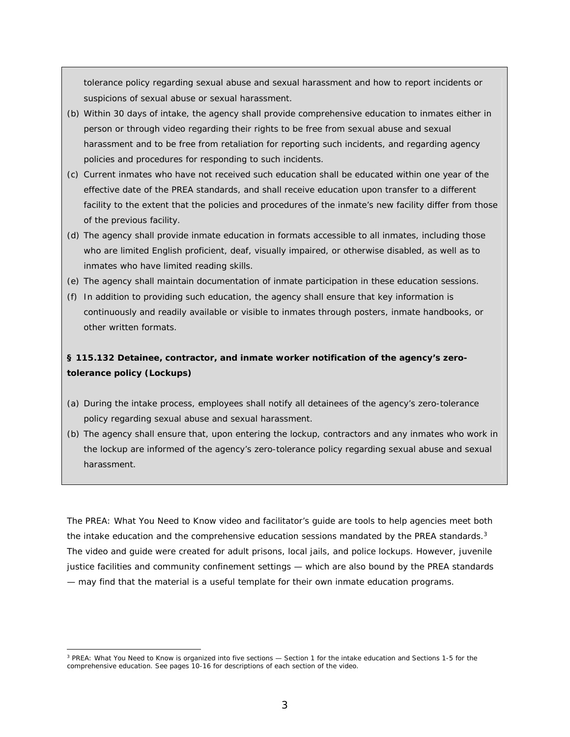tolerance policy regarding sexual abuse and sexual harassment and how to report incidents or suspicions of sexual abuse or sexual harassment.

(b) Within 30 days of intake, the agency shall provide comprehensive education to inmates either in person or through video regarding their rights to be free from sexual abuse and sexual harassment and to be free from retaliation for reporting such incidents, and regarding agency policies and procedures for responding to such incidents.

(c) Current inmates who have not received such education shall be educated within one year of the effective date of the PREA standards, and shall receive education upon transfer to a different facility to the extent that the policies and procedures of the inmate's new facility differ from those of the previous facility.

(d) The agency shall provide inmate education in formats accessible to all inmates, including those who are limited English proficient, deaf, visually impaired, or otherwise disabled, as well as to inmates who have limited reading skills.

(e) The agency shall maintain documentation of inmate participation in these education sessions.

(f) In addition to providing such education, the agency shall ensure that key information is continuously and readily available or visible to inmates through posters, inmate handbooks, or other written formats.

**§ 115.132 Detainee, contractor, and inmate worker notification of the agency's zero-tolerance policy (Lockups)**

(a) During the intake process, employees shall notify all detainees of the agency's zero-tolerance policy regarding sexual abuse and sexual harassment.

(b) The agency shall ensure that, upon entering the lockup, contractors and any inmates who work in the lockup are informed of the agency's zero-tolerance policy regarding sexual abuse and sexual harassment.

The *PREA: What You Need to Know* video and facilitator's guide are tools to help agencies meet both the intake education and the comprehensive education sessions mandated by the PREA standards.[3] The video and guide were created for adult prisons, local jails, and police lockups. However, juvenile justice facilities and community confinement settings — which are also bound by the PREA standards — may find that the material is a useful template for their own inmate education programs.

[3] *PREA: What You Need to Know* is organized into five sections — Section 1 for the intake education and Sections 1-5 for the comprehensive education. See pages 10-16 for descriptions of each section of the video.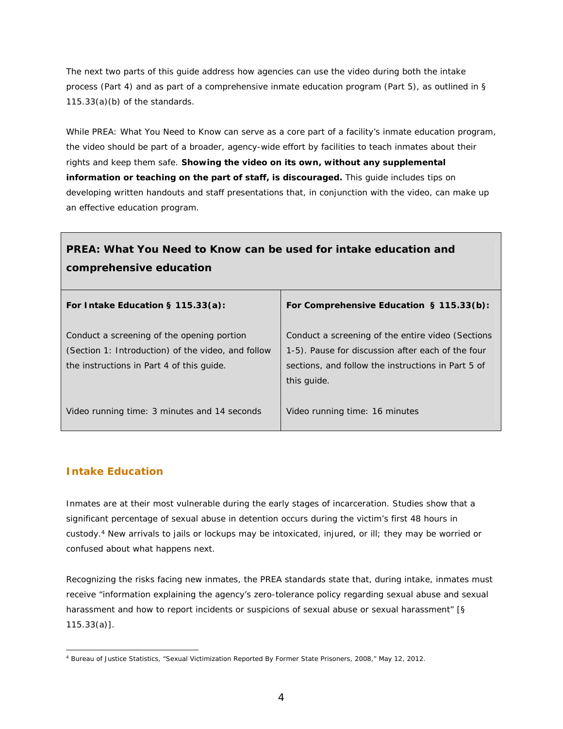The next two parts of this guide address how agencies can use the video during both the intake process (Part 4) and as part of a comprehensive inmate education program (Part 5), as outlined in § 115.33(a)(b) of the standards.

While PREA: What You Need to Know can serve as a core part of a facility's inmate education program, the video should be part of a broader, agency-wide effort by facilities to teach inmates about their rights and keep them safe. **Showing the video on its own, without any supplemental information or teaching on the part of staff, is discouraged.** This guide includes tips on developing written handouts and staff presentations that, in conjunction with the video, can make up an effective education program.

| **PREA: What You Need to Know can be used for intake education and comprehensive education** | |
|---|---|
| **For Intake Education § 115.33(a):** | **For Comprehensive Education § 115.33(b):** |
| Conduct a screening of the opening portion (Section 1: Introduction) of the video, and follow the instructions in Part 4 of this guide. | Conduct a screening of the entire video (Sections 1-5). Pause for discussion after each of the four sections, and follow the instructions in Part 5 of this guide. |
| Video running time: 3 minutes and 14 seconds | Video running time: 16 minutes |

## Intake Education

Inmates are at their most vulnerable during the early stages of incarceration. Studies show that a significant percentage of sexual abuse in detention occurs during the victim's first 48 hours in custody.[4] New arrivals to jails or lockups may be intoxicated, injured, or ill; they may be worried or confused about what happens next.

Recognizing the risks facing new inmates, the PREA standards state that, during intake, inmates must receive "information explaining the agency's zero-tolerance policy regarding sexual abuse and sexual harassment and how to report incidents or suspicions of sexual abuse or sexual harassment" [§ 115.33(a)].

[4] Bureau of Justice Statistics, "Sexual Victimization Reported By Former State Prisoners, 2008," May 12, 2012.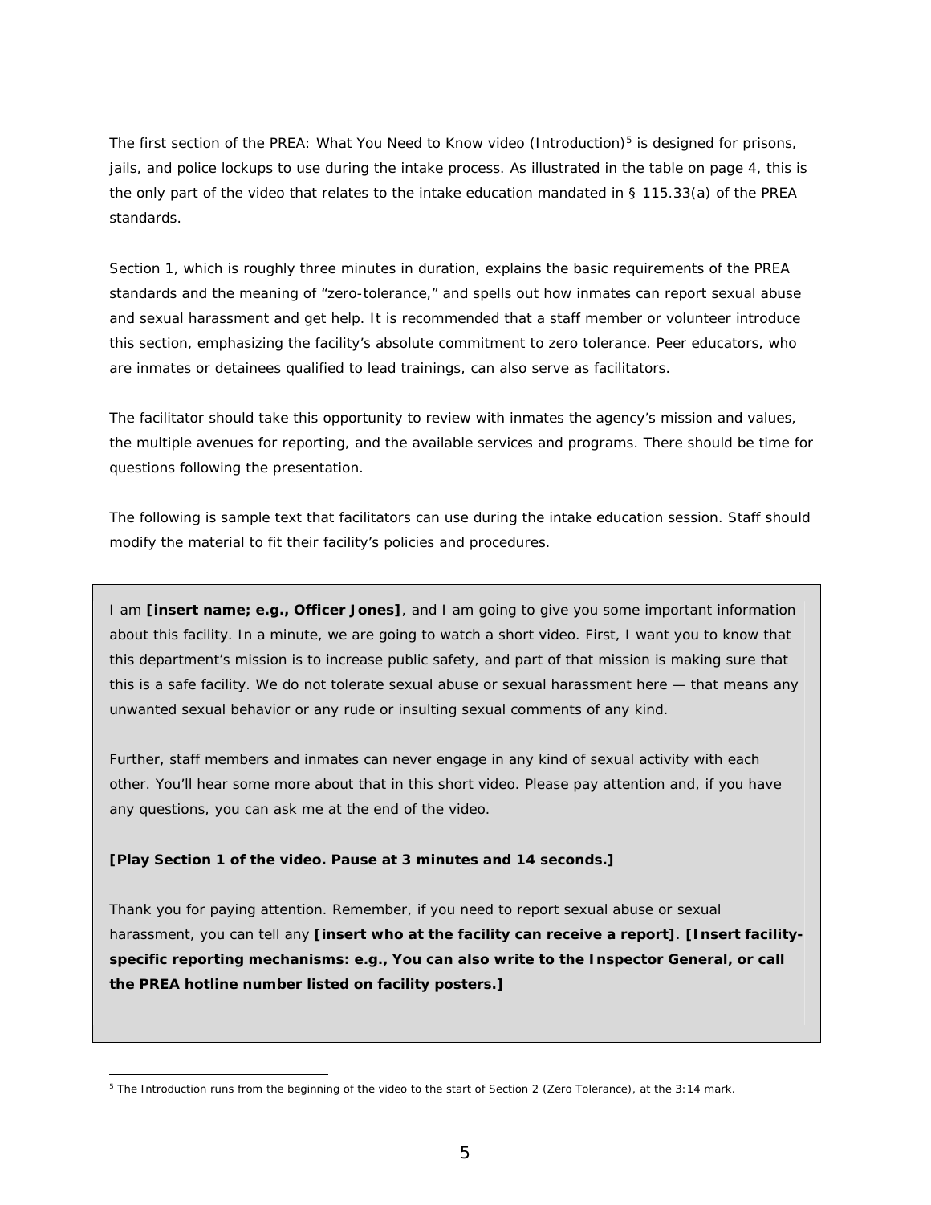The first section of the PREA: What You Need to Know video (Introduction)[5] is designed for prisons, jails, and police lockups to use during the intake process. As illustrated in the table on page 4, this is the only part of the video that relates to the intake education mandated in § 115.33(a) of the PREA standards.

Section 1, which is roughly three minutes in duration, explains the basic requirements of the PREA standards and the meaning of "zero-tolerance," and spells out how inmates can report sexual abuse and sexual harassment and get help. It is recommended that a staff member or volunteer introduce this section, emphasizing the facility's absolute commitment to zero tolerance. Peer educators, who are inmates or detainees qualified to lead trainings, can also serve as facilitators.

The facilitator should take this opportunity to review with inmates the agency's mission and values, the multiple avenues for reporting, and the available services and programs. There should be time for questions following the presentation.

The following is sample text that facilitators can use during the intake education session. Staff should modify the material to fit their facility's policies and procedures.

> I am **[insert name; e.g., Officer Jones]**, and I am going to give you some important information about this facility. In a minute, we are going to watch a short video. First, I want you to know that this department's mission is to increase public safety, and part of that mission is making sure that this is a safe facility. We do not tolerate sexual abuse or sexual harassment here — that means any unwanted sexual behavior or any rude or insulting sexual comments of any kind.
>
> Further, staff members and inmates can never engage in any kind of sexual activity with each other. You'll hear some more about that in this short video. Please pay attention and, if you have any questions, you can ask me at the end of the video.
>
> **[Play Section 1 of the video. Pause at 3 minutes and 14 seconds.]**
>
> Thank you for paying attention. Remember, if you need to report sexual abuse or sexual harassment, you can tell any **[insert who at the facility can receive a report]**. **[Insert facility-specific reporting mechanisms: e.g., You can also write to the Inspector General, or call the PREA hotline number listed on facility posters.]**

[5] The Introduction runs from the beginning of the video to the start of Section 2 (Zero Tolerance), at the 3:14 mark.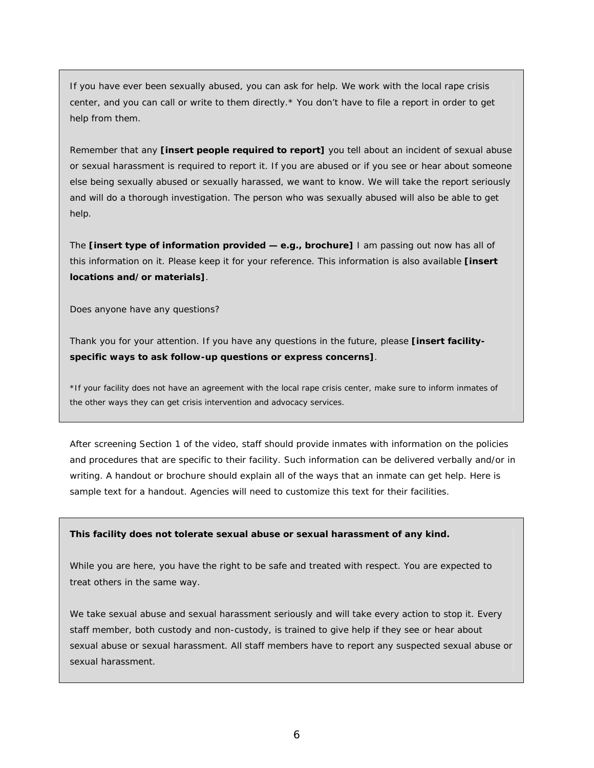If you have ever been sexually abused, you can ask for help. We work with the local rape crisis center, and you can call or write to them directly.* You don't have to file a report in order to get help from them.

Remember that any **[insert people required to report]** you tell about an incident of sexual abuse or sexual harassment is required to report it. If you are abused or if you see or hear about someone else being sexually abused or sexually harassed, we want to know. We will take the report seriously and will do a thorough investigation. The person who was sexually abused will also be able to get help.

The **[insert type of information provided — e.g., brochure]** I am passing out now has all of this information on it. Please keep it for your reference. This information is also available **[insert locations and/or materials]**.

Does anyone have any questions?

Thank you for your attention. If you have any questions in the future, please **[insert facility-specific ways to ask follow-up questions or express concerns]**.

*If your facility does not have an agreement with the local rape crisis center, make sure to inform inmates of the other ways they can get crisis intervention and advocacy services.

After screening Section 1 of the video, staff should provide inmates with information on the policies and procedures that are specific to their facility. Such information can be delivered verbally and/or in writing. A handout or brochure should explain all of the ways that an inmate can get help. Here is sample text for a handout. Agencies will need to customize this text for their facilities.

**This facility does not tolerate sexual abuse or sexual harassment of any kind.**

While you are here, you have the right to be safe and treated with respect. You are expected to treat others in the same way.

We take sexual abuse and sexual harassment seriously and will take every action to stop it. Every staff member, both custody and non-custody, is trained to give help if they see or hear about sexual abuse or sexual harassment. All staff members have to report any suspected sexual abuse or sexual harassment.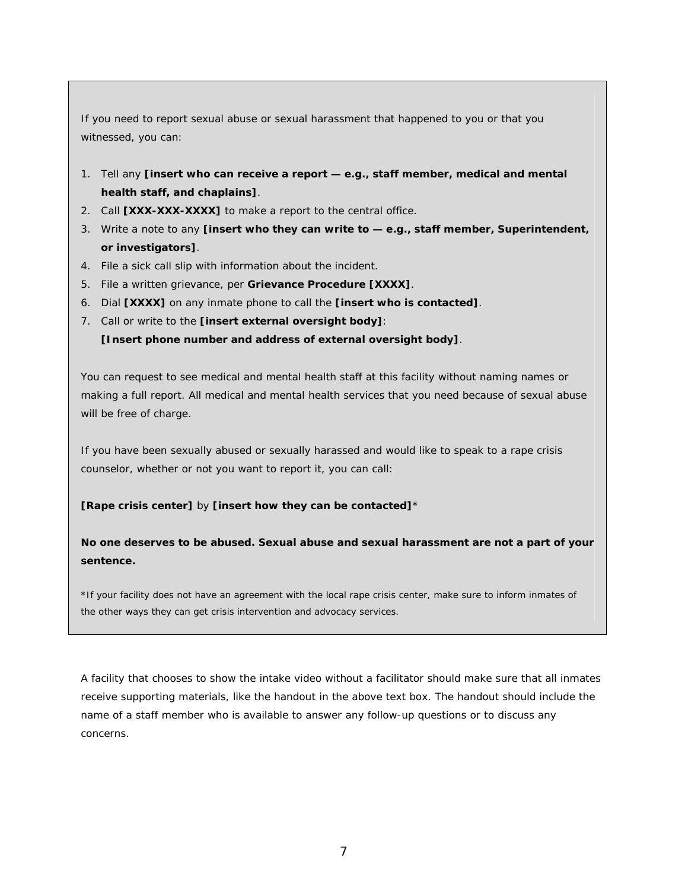If you need to report sexual abuse or sexual harassment that happened to you or that you witnessed, you can:

1. Tell any **[insert who can receive a report — e.g., staff member, medical and mental health staff, and chaplains]**.
2. Call **[XXX-XXX-XXXX]** to make a report to the central office.
3. Write a note to any **[insert who they can write to — e.g., staff member, Superintendent, or investigators]**.
4. File a sick call slip with information about the incident.
5. File a written grievance, per **Grievance Procedure [XXXX]**.
6. Dial **[XXXX]** on any inmate phone to call the **[insert who is contacted]**.
7. Call or write to the **[insert external oversight body]**:
   **[Insert phone number and address of external oversight body]**.

You can request to see medical and mental health staff at this facility without naming names or making a full report. All medical and mental health services that you need because of sexual abuse will be free of charge.

If you have been sexually abused or sexually harassed and would like to speak to a rape crisis counselor, whether or not you want to report it, you can call:

**[Rape crisis center]** by **[insert how they can be contacted]***

**No one deserves to be abused. Sexual abuse and sexual harassment are not a part of your sentence.**

*If your facility does not have an agreement with the local rape crisis center, make sure to inform inmates of the other ways they can get crisis intervention and advocacy services.

A facility that chooses to show the intake video without a facilitator should make sure that all inmates receive supporting materials, like the handout in the above text box. The handout should include the name of a staff member who is available to answer any follow-up questions or to discuss any concerns.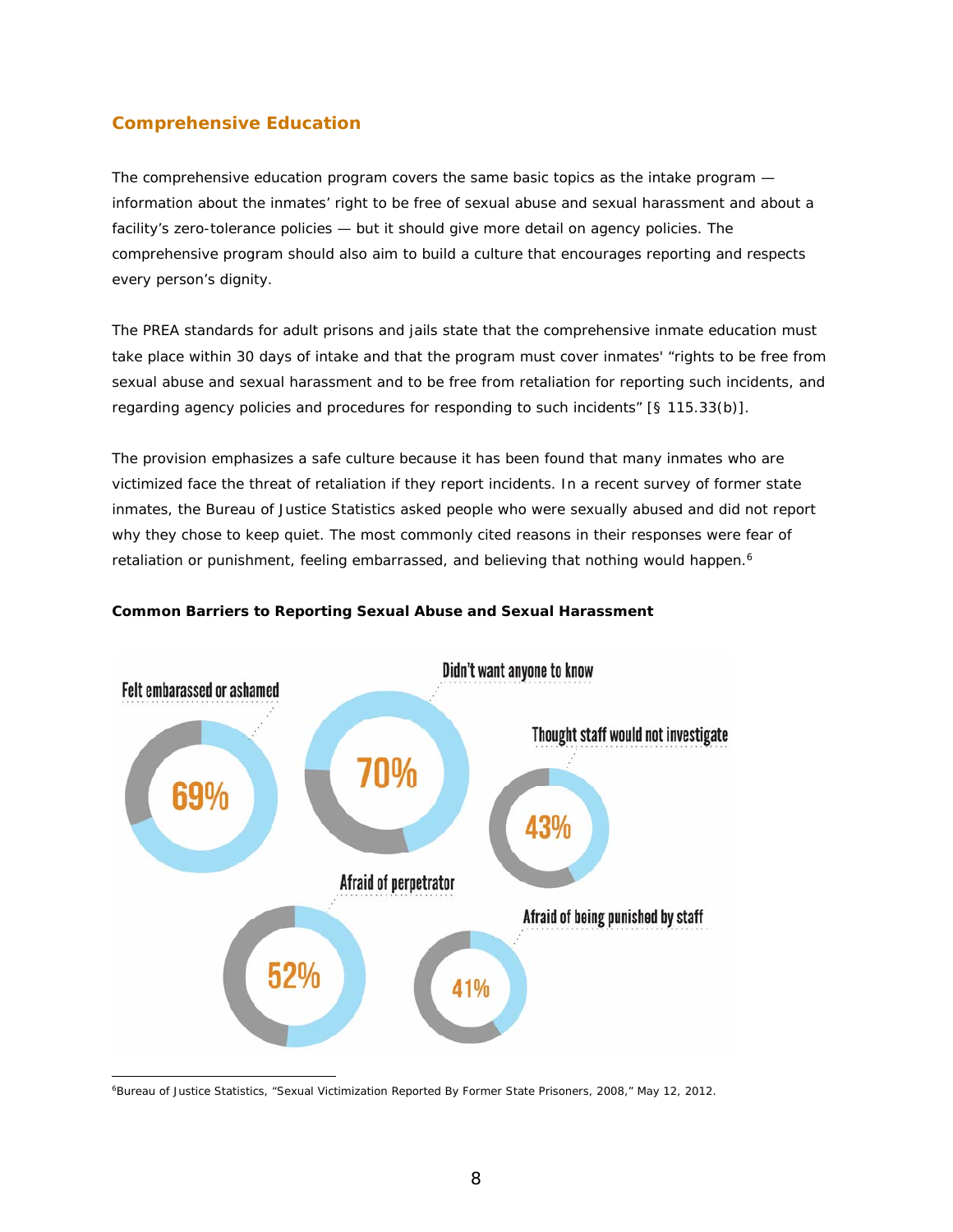## Comprehensive Education

The comprehensive education program covers the same basic topics as the intake program — information about the inmates' right to be free of sexual abuse and sexual harassment and about a facility's zero-tolerance policies — but it should give more detail on agency policies. The comprehensive program should also aim to build a culture that encourages reporting and respects every person's dignity.

The PREA standards for adult prisons and jails state that the comprehensive inmate education must take place within 30 days of intake and that the program must cover inmates' "rights to be free from sexual abuse and sexual harassment and to be free from retaliation for reporting such incidents, and regarding agency policies and procedures for responding to such incidents" [§ 115.33(b)].

The provision emphasizes a safe culture because it has been found that many inmates who are victimized face the threat of retaliation if they report incidents. In a recent survey of former state inmates, the Bureau of Justice Statistics asked people who were sexually abused and did not report why they chose to keep quiet. The most commonly cited reasons in their responses were fear of retaliation or punishment, feeling embarrassed, and believing that nothing would happen.[6]

**Common Barriers to Reporting Sexual Abuse and Sexual Harassment**

| Barrier | Percent |
|---|---|
| Felt embarassed or ashamed | 69% |
| Didn't want anyone to know | 70% |
| Thought staff would not investigate | 43% |
| Afraid of perpetrator | 52% |
| Afraid of being punished by staff | 41% |

[6] Bureau of Justice Statistics, "Sexual Victimization Reported By Former State Prisoners, 2008," May 12, 2012.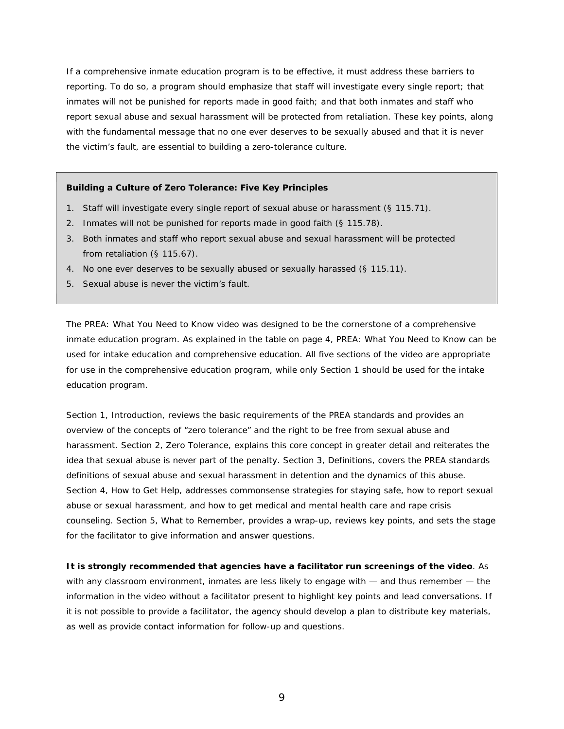If a comprehensive inmate education program is to be effective, it must address these barriers to reporting. To do so, a program should emphasize that staff will investigate every single report; that inmates will not be punished for reports made in good faith; and that both inmates and staff who report sexual abuse and sexual harassment will be protected from retaliation. These key points, along with the fundamental message that no one ever deserves to be sexually abused and that it is never the victim's fault, are essential to building a zero-tolerance culture.

**Building a Culture of Zero Tolerance: Five Key Principles**

1. Staff will investigate every single report of sexual abuse or harassment (§ 115.71).
2. Inmates will not be punished for reports made in good faith (§ 115.78).
3. Both inmates and staff who report sexual abuse and sexual harassment will be protected from retaliation (§ 115.67).
4. No one ever deserves to be sexually abused or sexually harassed (§ 115.11).
5. Sexual abuse is never the victim's fault.

The PREA: What You Need to Know video was designed to be the cornerstone of a comprehensive inmate education program. As explained in the table on page 4, PREA: What You Need to Know can be used for intake education and comprehensive education. All five sections of the video are appropriate for use in the comprehensive education program, while only Section 1 should be used for the intake education program.

Section 1, Introduction, reviews the basic requirements of the PREA standards and provides an overview of the concepts of "zero tolerance" and the right to be free from sexual abuse and harassment. Section 2, Zero Tolerance, explains this core concept in greater detail and reiterates the idea that sexual abuse is never part of the penalty. Section 3, Definitions, covers the PREA standards definitions of sexual abuse and sexual harassment in detention and the dynamics of this abuse. Section 4, How to Get Help, addresses commonsense strategies for staying safe, how to report sexual abuse or sexual harassment, and how to get medical and mental health care and rape crisis counseling. Section 5, What to Remember, provides a wrap-up, reviews key points, and sets the stage for the facilitator to give information and answer questions.

**It is strongly recommended that agencies have a facilitator run screenings of the video**. As with any classroom environment, inmates are less likely to engage with — and thus remember — the information in the video without a facilitator present to highlight key points and lead conversations. If it is not possible to provide a facilitator, the agency should develop a plan to distribute key materials, as well as provide contact information for follow-up and questions.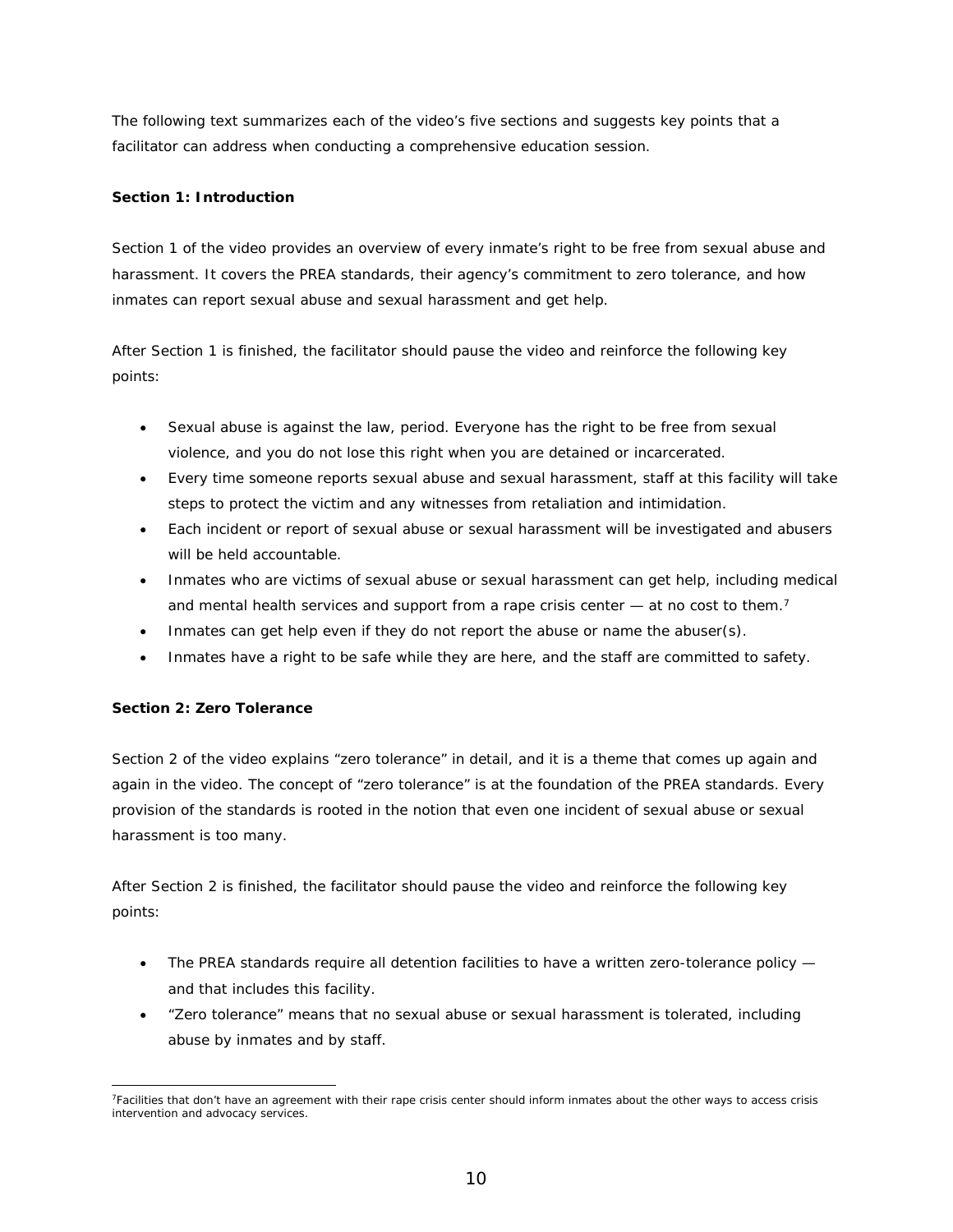The following text summarizes each of the video's five sections and suggests key points that a facilitator can address when conducting a comprehensive education session.

**Section 1: Introduction**

Section 1 of the video provides an overview of every inmate's right to be free from sexual abuse and harassment. It covers the PREA standards, their agency's commitment to zero tolerance, and how inmates can report sexual abuse and sexual harassment and get help.

After Section 1 is finished, the facilitator should pause the video and reinforce the following key points:

- Sexual abuse is against the law, period. Everyone has the right to be free from sexual violence, and you do not lose this right when you are detained or incarcerated.
- Every time someone reports sexual abuse and sexual harassment, staff at this facility will take steps to protect the victim and any witnesses from retaliation and intimidation.
- Each incident or report of sexual abuse or sexual harassment will be investigated and abusers will be held accountable.
- Inmates who are victims of sexual abuse or sexual harassment can get help, including medical and mental health services and support from a rape crisis center — at no cost to them.[7]
- Inmates can get help even if they do not report the abuse or name the abuser(s).
- Inmates have a right to be safe while they are here, and the staff are committed to safety.

**Section 2: Zero Tolerance**

Section 2 of the video explains "zero tolerance" in detail, and it is a theme that comes up again and again in the video. The concept of "zero tolerance" is at the foundation of the PREA standards. Every provision of the standards is rooted in the notion that even one incident of sexual abuse or sexual harassment is too many.

After Section 2 is finished, the facilitator should pause the video and reinforce the following key points:

- The PREA standards require all detention facilities to have a written zero-tolerance policy — and that includes this facility.
- "Zero tolerance" means that no sexual abuse or sexual harassment is tolerated, including abuse by inmates and by staff.

[7] Facilities that don't have an agreement with their rape crisis center should inform inmates about the other ways to access crisis intervention and advocacy services.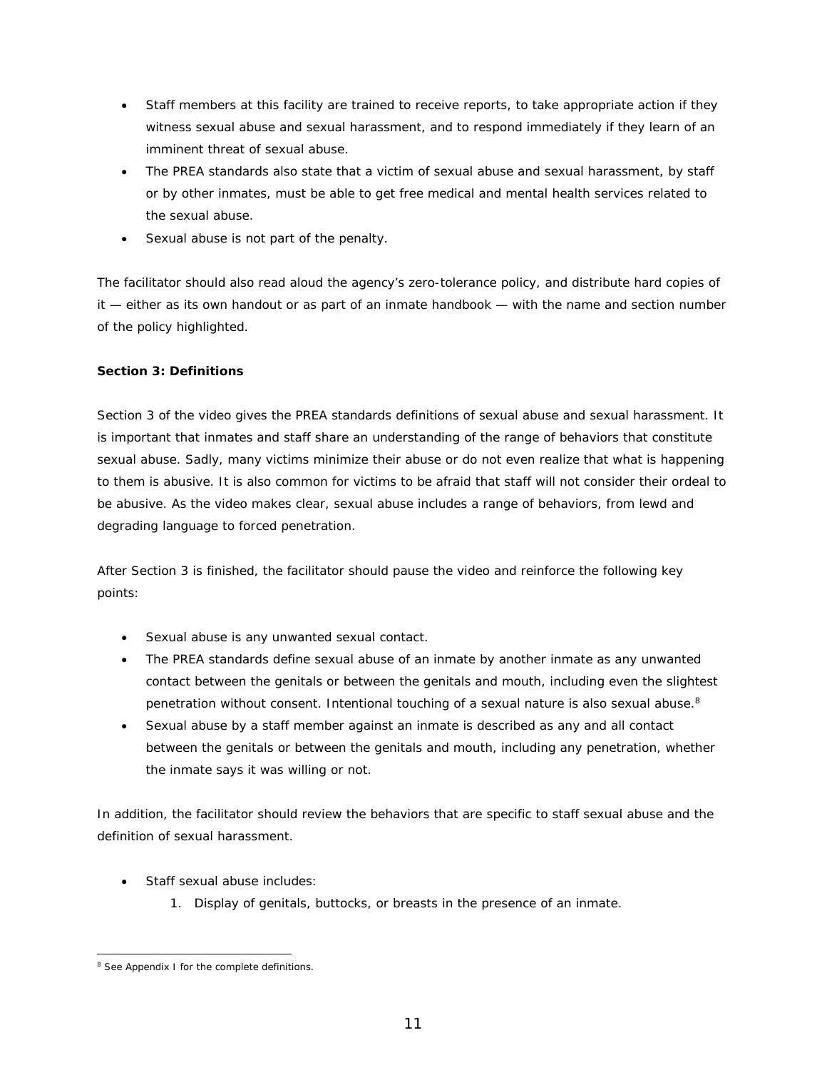- Staff members at this facility are trained to receive reports, to take appropriate action if they witness sexual abuse and sexual harassment, and to respond immediately if they learn of an imminent threat of sexual abuse.
- The PREA standards also state that a victim of sexual abuse and sexual harassment, by staff or by other inmates, must be able to get free medical and mental health services related to the sexual abuse.
- Sexual abuse is not part of the penalty.

The facilitator should also read aloud the agency's zero-tolerance policy, and distribute hard copies of it — either as its own handout or as part of an inmate handbook — with the name and section number of the policy highlighted.

**Section 3: Definitions**

Section 3 of the video gives the PREA standards definitions of sexual abuse and sexual harassment. It is important that inmates and staff share an understanding of the range of behaviors that constitute sexual abuse. Sadly, many victims minimize their abuse or do not even realize that what is happening to them is abusive. It is also common for victims to be afraid that staff will not consider their ordeal to be abusive. As the video makes clear, sexual abuse includes a range of behaviors, from lewd and degrading language to forced penetration.

After Section 3 is finished, the facilitator should pause the video and reinforce the following key points:

- Sexual abuse is any unwanted sexual contact.
- The PREA standards define sexual abuse of an inmate by another inmate as any unwanted contact between the genitals or between the genitals and mouth, including even the slightest penetration without consent. Intentional touching of a sexual nature is also sexual abuse.[8]
- Sexual abuse by a staff member against an inmate is described as any and all contact between the genitals or between the genitals and mouth, including any penetration, whether the inmate says it was willing or not.

In addition, the facilitator should review the behaviors that are specific to staff sexual abuse and the definition of sexual harassment.

- Staff sexual abuse includes:
    1. Display of genitals, buttocks, or breasts in the presence of an inmate.

[8] See Appendix I for the complete definitions.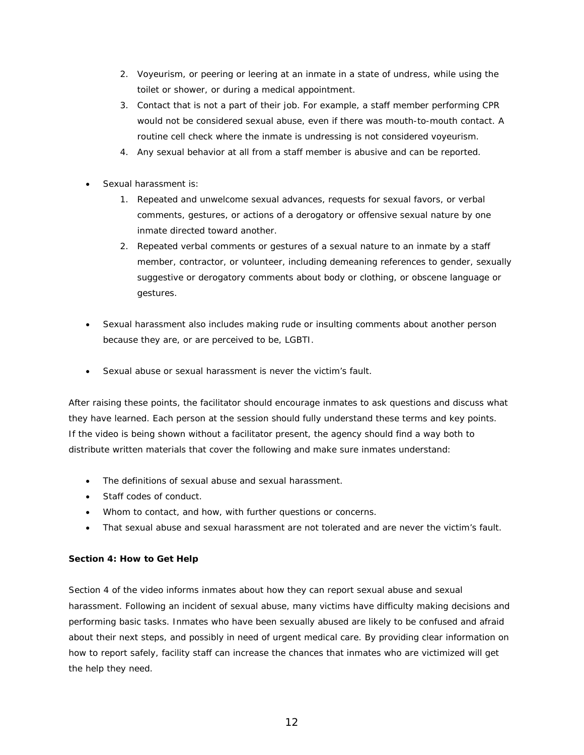2. Voyeurism, or peering or leering at an inmate in a state of undress, while using the toilet or shower, or during a medical appointment.
3. Contact that is not a part of their job. For example, a staff member performing CPR would not be considered sexual abuse, even if there was mouth-to-mouth contact. A routine cell check where the inmate is undressing is not considered voyeurism.
4. Any sexual behavior at all from a staff member is abusive and can be reported.

- Sexual harassment is:
  1. Repeated and unwelcome sexual advances, requests for sexual favors, or verbal comments, gestures, or actions of a derogatory or offensive sexual nature by one inmate directed toward another.
  2. Repeated verbal comments or gestures of a sexual nature to an inmate by a staff member, contractor, or volunteer, including demeaning references to gender, sexually suggestive or derogatory comments about body or clothing, or obscene language or gestures.

- Sexual harassment also includes making rude or insulting comments about another person because they are, or are perceived to be, LGBTI.

- Sexual abuse or sexual harassment is never the victim's fault.

After raising these points, the facilitator should encourage inmates to ask questions and discuss what they have learned. Each person at the session should fully understand these terms and key points. If the video is being shown without a facilitator present, the agency should find a way both to distribute written materials that cover the following and make sure inmates understand:

- The definitions of sexual abuse and sexual harassment.
- Staff codes of conduct.
- Whom to contact, and how, with further questions or concerns.
- That sexual abuse and sexual harassment are not tolerated and are never the victim's fault.

**Section 4: How to Get Help**

Section 4 of the video informs inmates about how they can report sexual abuse and sexual harassment. Following an incident of sexual abuse, many victims have difficulty making decisions and performing basic tasks. Inmates who have been sexually abused are likely to be confused and afraid about their next steps, and possibly in need of urgent medical care. By providing clear information on how to report safely, facility staff can increase the chances that inmates who are victimized will get the help they need.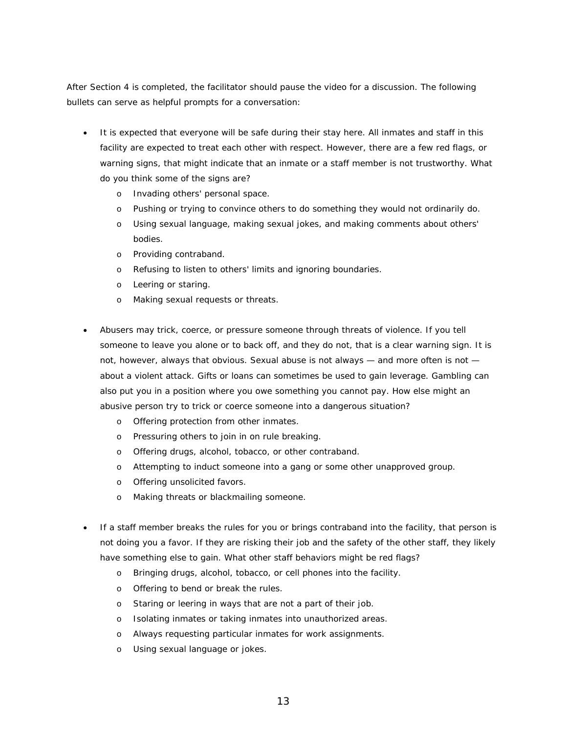After Section 4 is completed, the facilitator should pause the video for a discussion. The following bullets can serve as helpful prompts for a conversation:

- It is expected that everyone will be safe during their stay here. All inmates and staff in this facility are expected to treat each other with respect. However, there are a few red flags, or warning signs, that might indicate that an inmate or a staff member is not trustworthy. What do you think some of the signs are?
  - Invading others' personal space.
  - Pushing or trying to convince others to do something they would not ordinarily do.
  - Using sexual language, making sexual jokes, and making comments about others' bodies.
  - Providing contraband.
  - Refusing to listen to others' limits and ignoring boundaries.
  - Leering or staring.
  - Making sexual requests or threats.

- Abusers may trick, coerce, or pressure someone through threats of violence. If you tell someone to leave you alone or to back off, and they do not, that is a clear warning sign. It is not, however, always that obvious. Sexual abuse is not always — and more often is not — about a violent attack. Gifts or loans can sometimes be used to gain leverage. Gambling can also put you in a position where you owe something you cannot pay. How else might an abusive person try to trick or coerce someone into a dangerous situation?
  - Offering protection from other inmates.
  - Pressuring others to join in on rule breaking.
  - Offering drugs, alcohol, tobacco, or other contraband.
  - Attempting to induct someone into a gang or some other unapproved group.
  - Offering unsolicited favors.
  - Making threats or blackmailing someone.

- If a staff member breaks the rules for you or brings contraband into the facility, that person is not doing you a favor. If they are risking their job and the safety of the other staff, they likely have something else to gain. What other staff behaviors might be red flags?
  - Bringing drugs, alcohol, tobacco, or cell phones into the facility.
  - Offering to bend or break the rules.
  - Staring or leering in ways that are not a part of their job.
  - Isolating inmates or taking inmates into unauthorized areas.
  - Always requesting particular inmates for work assignments.
  - Using sexual language or jokes.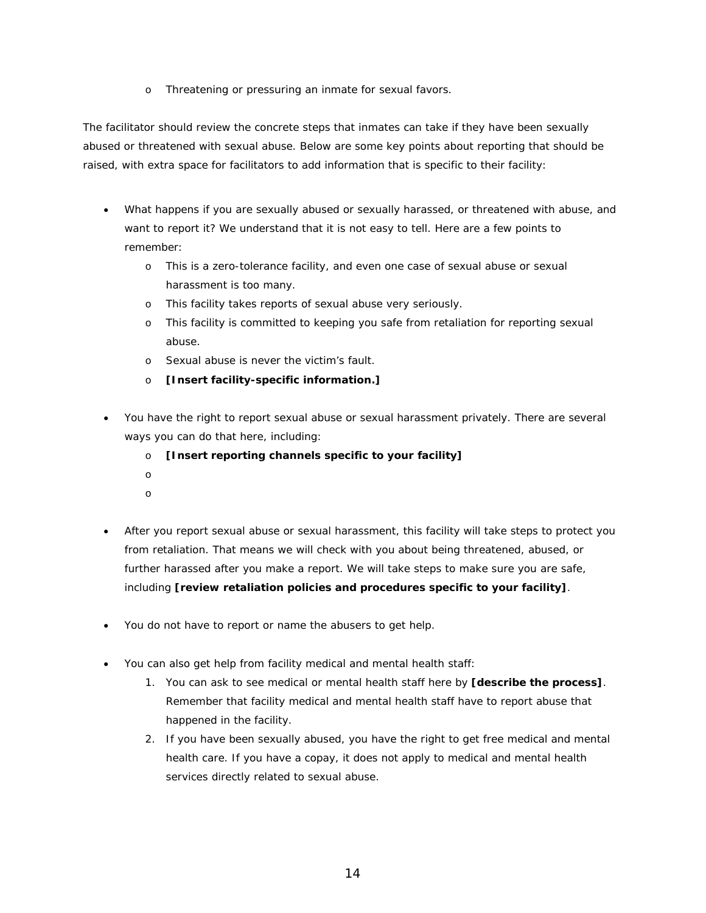- Threatening or pressuring an inmate for sexual favors.

The facilitator should review the concrete steps that inmates can take if they have been sexually abused or threatened with sexual abuse. Below are some key points about reporting that should be raised, with extra space for facilitators to add information that is specific to their facility:

- What happens if you are sexually abused or sexually harassed, or threatened with abuse, and want to report it? We understand that it is not easy to tell. Here are a few points to remember:
  - This is a zero-tolerance facility, and even one case of sexual abuse or sexual harassment is too many.
  - This facility takes reports of sexual abuse very seriously.
  - This facility is committed to keeping you safe from retaliation for reporting sexual abuse.
  - Sexual abuse is never the victim's fault.
  - **[Insert facility-specific information.]**

- You have the right to report sexual abuse or sexual harassment privately. There are several ways you can do that here, including:
  - **[Insert reporting channels specific to your facility]**
  - 
  - 

- After you report sexual abuse or sexual harassment, this facility will take steps to protect you from retaliation. That means we will check with you about being threatened, abused, or further harassed after you make a report. We will take steps to make sure you are safe, including **[review retaliation policies and procedures specific to your facility]**.

- You do not have to report or name the abusers to get help.

- You can also get help from facility medical and mental health staff:
  1. You can ask to see medical or mental health staff here by **[describe the process]**. Remember that facility medical and mental health staff have to report abuse that happened in the facility.
  2. If you have been sexually abused, you have the right to get free medical and mental health care. If you have a copay, it does not apply to medical and mental health services directly related to sexual abuse.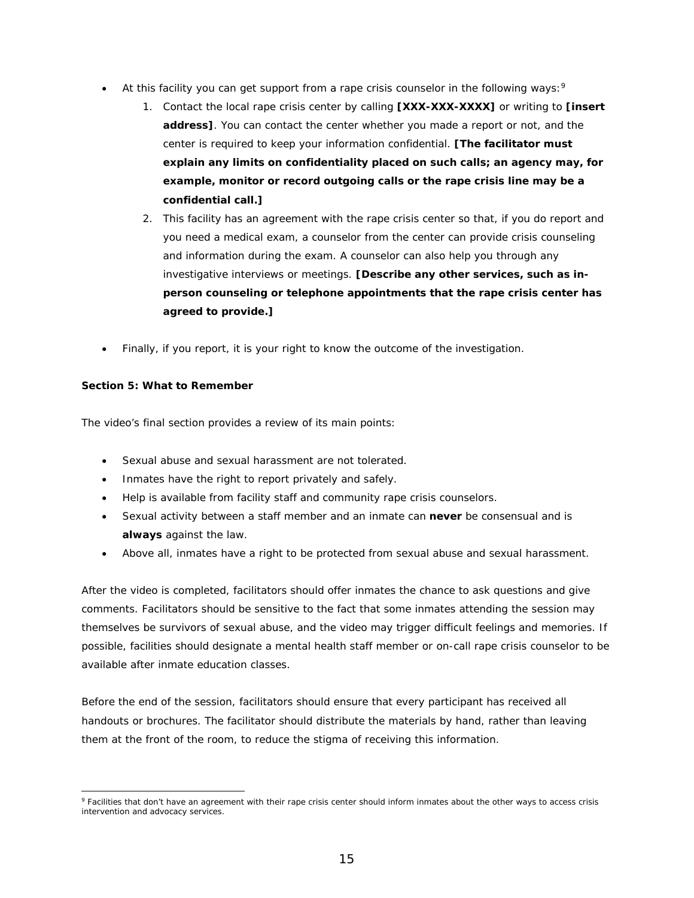- At this facility you can get support from a rape crisis counselor in the following ways:[9]
    1. Contact the local rape crisis center by calling **[XXX-XXX-XXXX]** or writing to **[insert address]**. You can contact the center whether you made a report or not, and the center is required to keep your information confidential. **[The facilitator must explain any limits on confidentiality placed on such calls; an agency may, for example, monitor or record outgoing calls or the rape crisis line may be a confidential call.]**
    2. This facility has an agreement with the rape crisis center so that, if you do report and you need a medical exam, a counselor from the center can provide crisis counseling and information during the exam. A counselor can also help you through any investigative interviews or meetings. **[Describe any other services, such as in-person counseling or telephone appointments that the rape crisis center has agreed to provide.]**

- Finally, if you report, it is your right to know the outcome of the investigation.

**Section 5: What to Remember**

The video's final section provides a review of its main points:

- Sexual abuse and sexual harassment are not tolerated.
- Inmates have the right to report privately and safely.
- Help is available from facility staff and community rape crisis counselors.
- Sexual activity between a staff member and an inmate can **never** be consensual and is **always** against the law.
- Above all, inmates have a right to be protected from sexual abuse and sexual harassment.

After the video is completed, facilitators should offer inmates the chance to ask questions and give comments. Facilitators should be sensitive to the fact that some inmates attending the session may themselves be survivors of sexual abuse, and the video may trigger difficult feelings and memories. If possible, facilities should designate a mental health staff member or on-call rape crisis counselor to be available after inmate education classes.

Before the end of the session, facilitators should ensure that every participant has received all handouts or brochures. The facilitator should distribute the materials by hand, rather than leaving them at the front of the room, to reduce the stigma of receiving this information.

[9] Facilities that don't have an agreement with their rape crisis center should inform inmates about the other ways to access crisis intervention and advocacy services.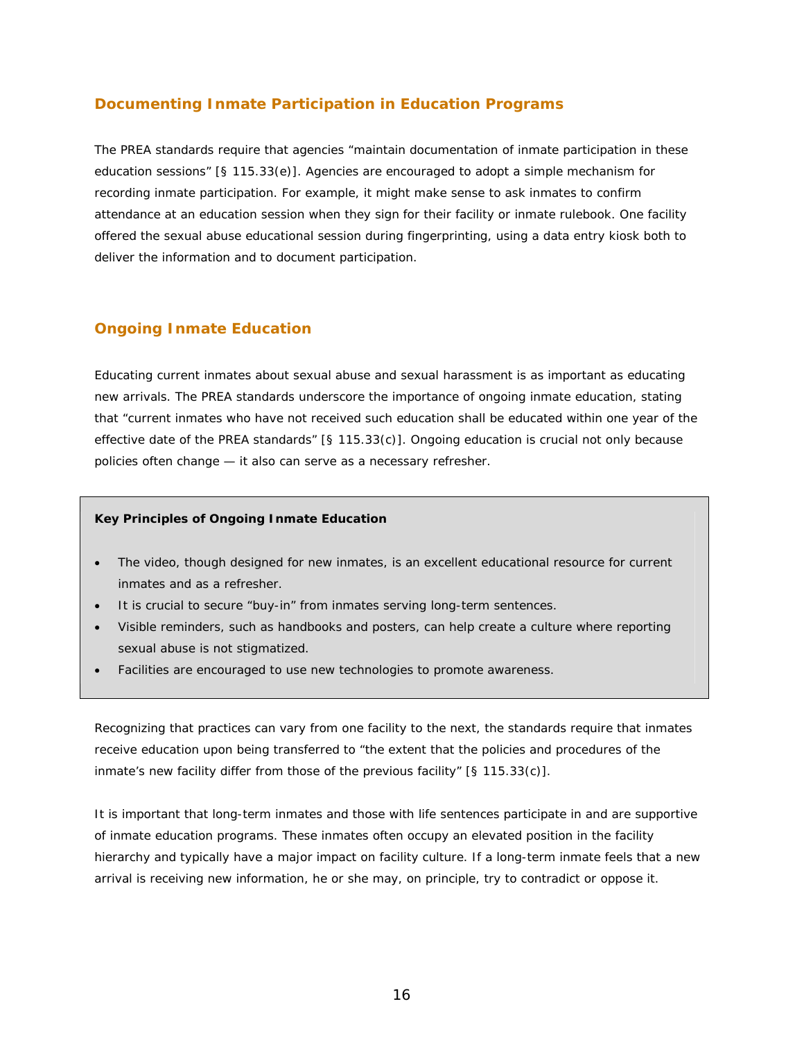## Documenting Inmate Participation in Education Programs

The PREA standards require that agencies "maintain documentation of inmate participation in these education sessions" [§ 115.33(e)]. Agencies are encouraged to adopt a simple mechanism for recording inmate participation. For example, it might make sense to ask inmates to confirm attendance at an education session when they sign for their facility or inmate rulebook. One facility offered the sexual abuse educational session during fingerprinting, using a data entry kiosk both to deliver the information and to document participation.

## Ongoing Inmate Education

Educating current inmates about sexual abuse and sexual harassment is as important as educating new arrivals. The PREA standards underscore the importance of ongoing inmate education, stating that "current inmates who have not received such education shall be educated within one year of the effective date of the PREA standards" [§ 115.33(c)]. Ongoing education is crucial not only because policies often change — it also can serve as a necessary refresher.

**Key Principles of Ongoing Inmate Education**

- The video, though designed for new inmates, is an excellent educational resource for current inmates and as a refresher.
- It is crucial to secure "buy-in" from inmates serving long-term sentences.
- Visible reminders, such as handbooks and posters, can help create a culture where reporting sexual abuse is not stigmatized.
- Facilities are encouraged to use new technologies to promote awareness.

Recognizing that practices can vary from one facility to the next, the standards require that inmates receive education upon being transferred to "the extent that the policies and procedures of the inmate's new facility differ from those of the previous facility" [§ 115.33(c)].

It is important that long-term inmates and those with life sentences participate in and are supportive of inmate education programs. These inmates often occupy an elevated position in the facility hierarchy and typically have a major impact on facility culture. If a long-term inmate feels that a new arrival is receiving new information, he or she may, on principle, try to contradict or oppose it.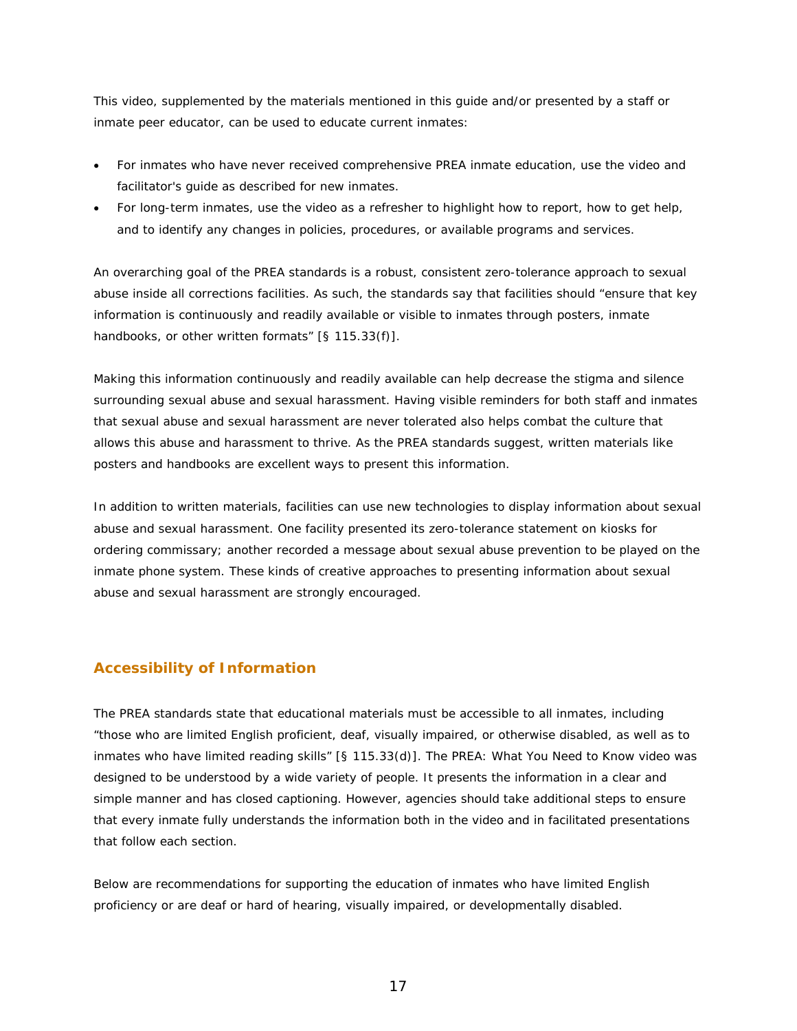This video, supplemented by the materials mentioned in this guide and/or presented by a staff or inmate peer educator, can be used to educate current inmates:

- For inmates who have never received comprehensive PREA inmate education, use the video and facilitator's guide as described for new inmates.
- For long-term inmates, use the video as a refresher to highlight how to report, how to get help, and to identify any changes in policies, procedures, or available programs and services.

An overarching goal of the PREA standards is a robust, consistent zero-tolerance approach to sexual abuse inside all corrections facilities. As such, the standards say that facilities should “ensure that key information is continuously and readily available or visible to inmates through posters, inmate handbooks, or other written formats” [§ 115.33(f)].

Making this information continuously and readily available can help decrease the stigma and silence surrounding sexual abuse and sexual harassment. Having visible reminders for both staff and inmates that sexual abuse and sexual harassment are never tolerated also helps combat the culture that allows this abuse and harassment to thrive. As the PREA standards suggest, written materials like posters and handbooks are excellent ways to present this information.

In addition to written materials, facilities can use new technologies to display information about sexual abuse and sexual harassment. One facility presented its zero-tolerance statement on kiosks for ordering commissary; another recorded a message about sexual abuse prevention to be played on the inmate phone system. These kinds of creative approaches to presenting information about sexual abuse and sexual harassment are strongly encouraged.

## Accessibility of Information

The PREA standards state that educational materials must be accessible to all inmates, including “those who are limited English proficient, deaf, visually impaired, or otherwise disabled, as well as to inmates who have limited reading skills” [§ 115.33(d)]. The PREA: What You Need to Know video was designed to be understood by a wide variety of people. It presents the information in a clear and simple manner and has closed captioning. However, agencies should take additional steps to ensure that every inmate fully understands the information both in the video and in facilitated presentations that follow each section.

Below are recommendations for supporting the education of inmates who have limited English proficiency or are deaf or hard of hearing, visually impaired, or developmentally disabled.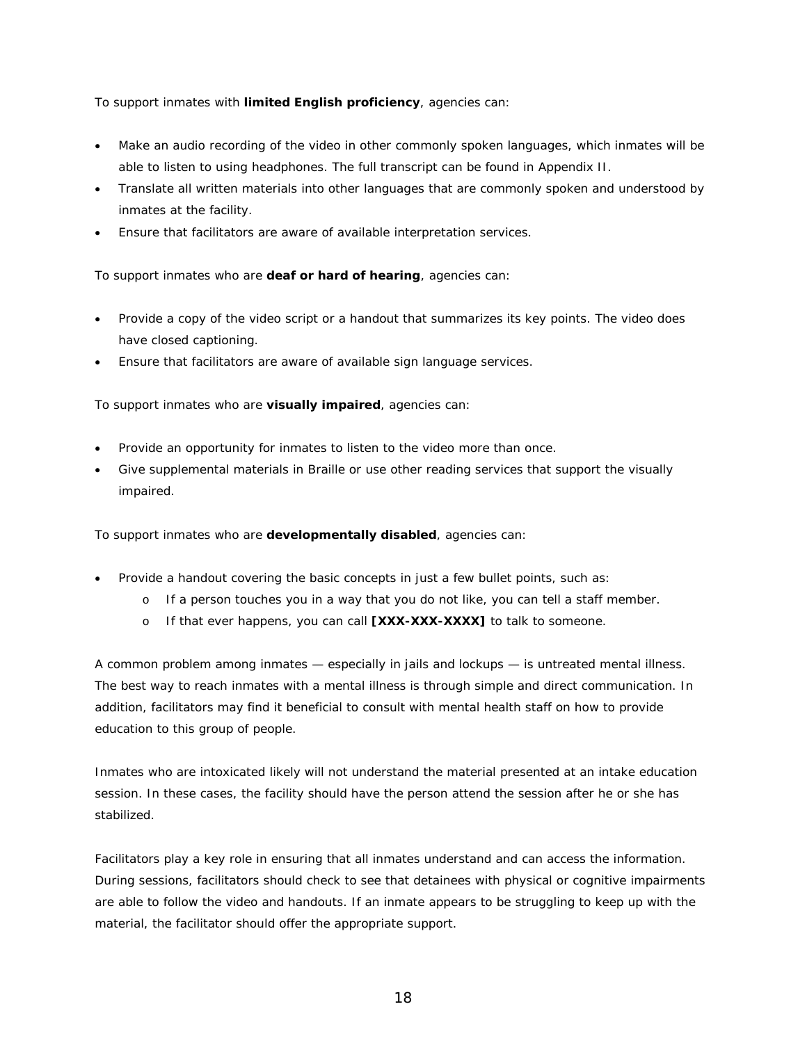To support inmates with **limited English proficiency**, agencies can:

- Make an audio recording of the video in other commonly spoken languages, which inmates will be able to listen to using headphones. The full transcript can be found in Appendix II.
- Translate all written materials into other languages that are commonly spoken and understood by inmates at the facility.
- Ensure that facilitators are aware of available interpretation services.

To support inmates who are **deaf or hard of hearing**, agencies can:

- Provide a copy of the video script or a handout that summarizes its key points. The video does have closed captioning.
- Ensure that facilitators are aware of available sign language services.

To support inmates who are **visually impaired**, agencies can:

- Provide an opportunity for inmates to listen to the video more than once.
- Give supplemental materials in Braille or use other reading services that support the visually impaired.

To support inmates who are **developmentally disabled**, agencies can:

- Provide a handout covering the basic concepts in just a few bullet points, such as:
    - If a person touches you in a way that you do not like, you can tell a staff member.
    - If that ever happens, you can call **[XXX-XXX-XXXX]** to talk to someone.

A common problem among inmates — especially in jails and lockups — is untreated mental illness. The best way to reach inmates with a mental illness is through simple and direct communication. In addition, facilitators may find it beneficial to consult with mental health staff on how to provide education to this group of people.

Inmates who are intoxicated likely will not understand the material presented at an intake education session. In these cases, the facility should have the person attend the session after he or she has stabilized.

Facilitators play a key role in ensuring that all inmates understand and can access the information. During sessions, facilitators should check to see that detainees with physical or cognitive impairments are able to follow the video and handouts. If an inmate appears to be struggling to keep up with the material, the facilitator should offer the appropriate support.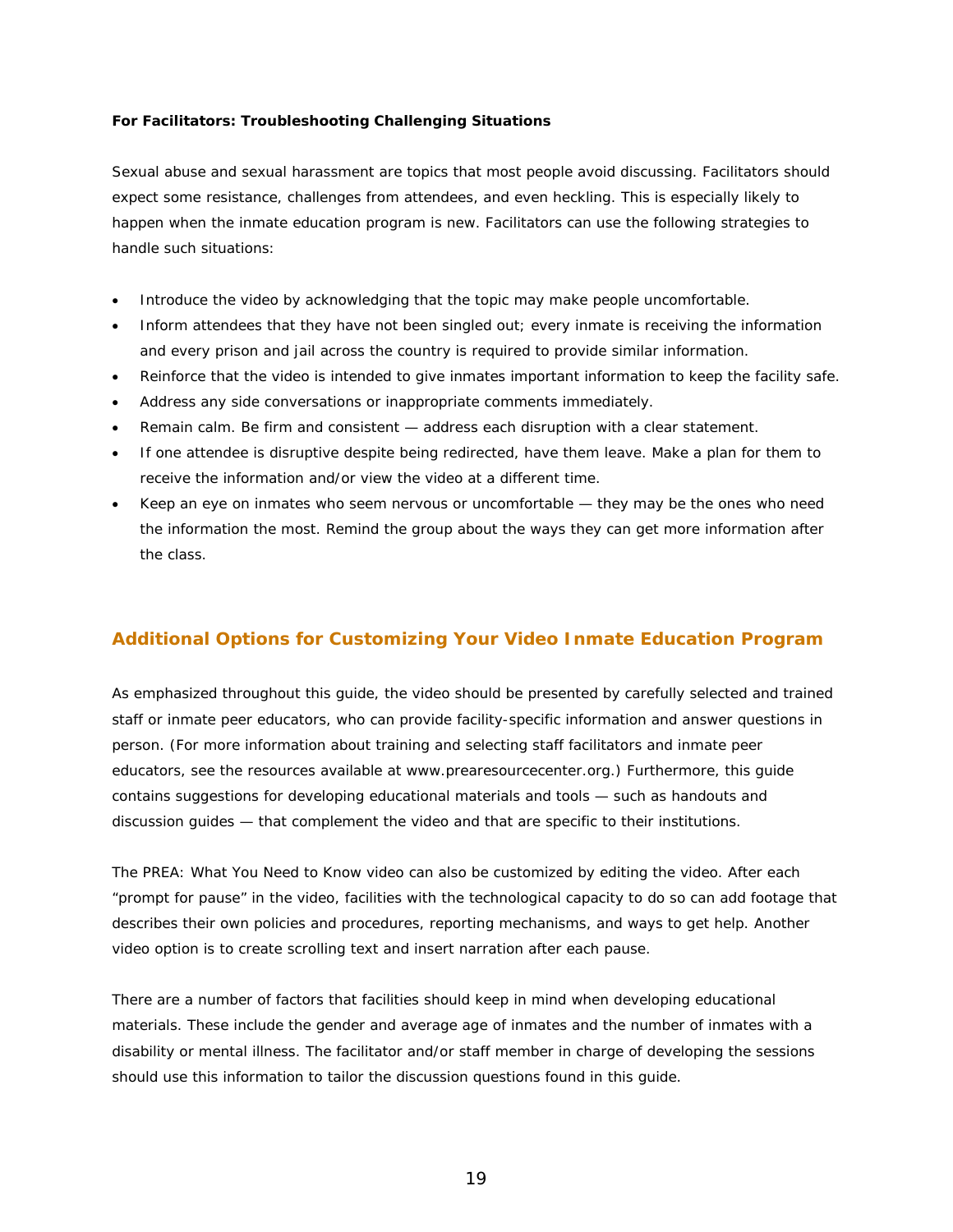**For Facilitators: Troubleshooting Challenging Situations**

Sexual abuse and sexual harassment are topics that most people avoid discussing. Facilitators should expect some resistance, challenges from attendees, and even heckling. This is especially likely to happen when the inmate education program is new. Facilitators can use the following strategies to handle such situations:

- Introduce the video by acknowledging that the topic may make people uncomfortable.
- Inform attendees that they have not been singled out; every inmate is receiving the information and every prison and jail across the country is required to provide similar information.
- Reinforce that the video is intended to give inmates important information to keep the facility safe.
- Address any side conversations or inappropriate comments immediately.
- Remain calm. Be firm and consistent — address each disruption with a clear statement.
- If one attendee is disruptive despite being redirected, have them leave. Make a plan for them to receive the information and/or view the video at a different time.
- Keep an eye on inmates who seem nervous or uncomfortable — they may be the ones who need the information the most. Remind the group about the ways they can get more information after the class.

## Additional Options for Customizing Your Video Inmate Education Program

As emphasized throughout this guide, the video should be presented by carefully selected and trained staff or inmate peer educators, who can provide facility-specific information and answer questions in person. (For more information about training and selecting staff facilitators and inmate peer educators, see the resources available at www.prearesourcecenter.org.) Furthermore, this guide contains suggestions for developing educational materials and tools — such as handouts and discussion guides — that complement the video and that are specific to their institutions.

The PREA: What You Need to Know video can also be customized by editing the video. After each "prompt for pause" in the video, facilities with the technological capacity to do so can add footage that describes their own policies and procedures, reporting mechanisms, and ways to get help. Another video option is to create scrolling text and insert narration after each pause.

There are a number of factors that facilities should keep in mind when developing educational materials. These include the gender and average age of inmates and the number of inmates with a disability or mental illness. The facilitator and/or staff member in charge of developing the sessions should use this information to tailor the discussion questions found in this guide.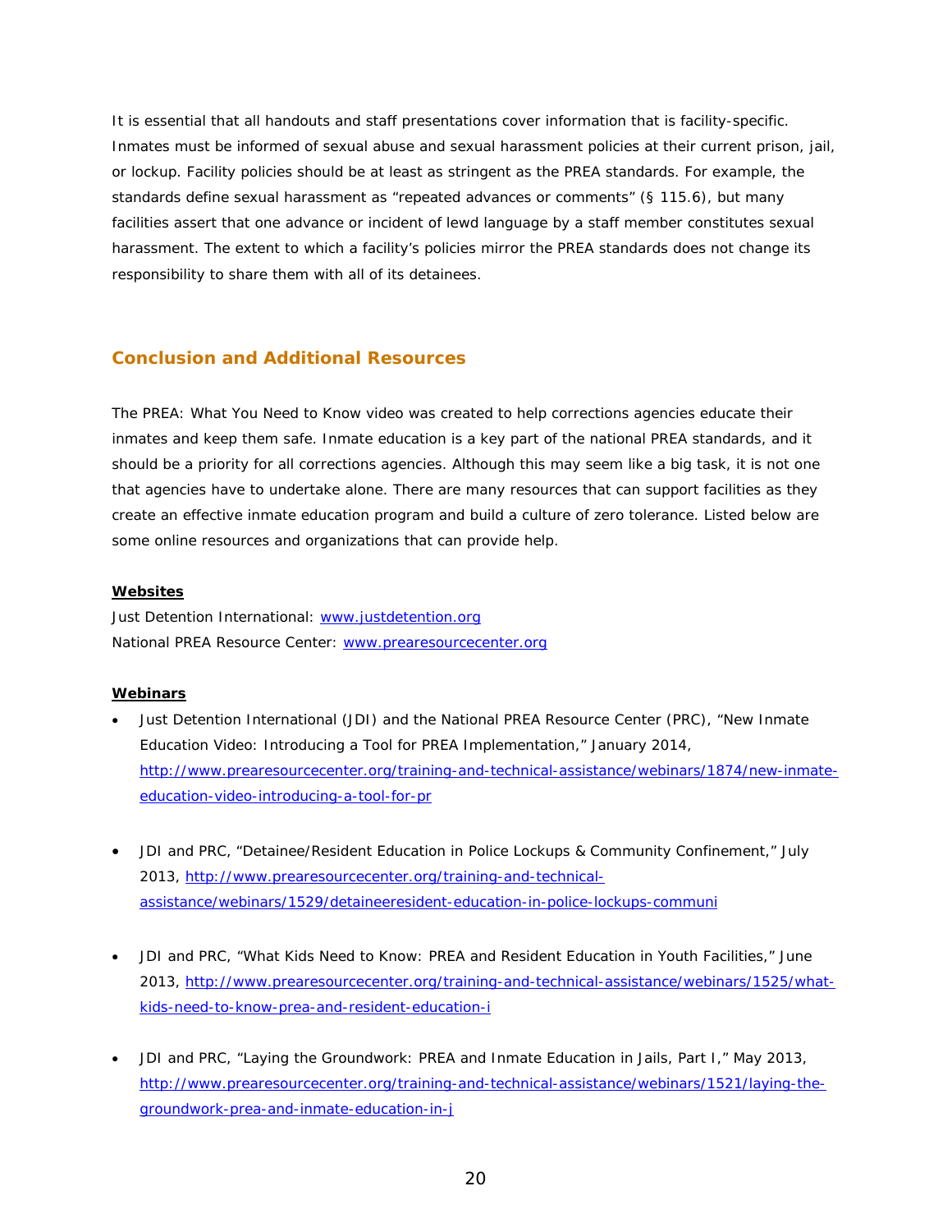It is essential that all handouts and staff presentations cover information that is facility-specific. Inmates must be informed of sexual abuse and sexual harassment policies at their current prison, jail, or lockup. Facility policies should be at least as stringent as the PREA standards. For example, the standards define sexual harassment as "repeated advances or comments" (§ 115.6), but many facilities assert that one advance or incident of lewd language by a staff member constitutes sexual harassment. The extent to which a facility's policies mirror the PREA standards does not change its responsibility to share them with all of its detainees.

## Conclusion and Additional Resources

The PREA: What You Need to Know video was created to help corrections agencies educate their inmates and keep them safe. Inmate education is a key part of the national PREA standards, and it should be a priority for all corrections agencies. Although this may seem like a big task, it is not one that agencies have to undertake alone. There are many resources that can support facilities as they create an effective inmate education program and build a culture of zero tolerance. Listed below are some online resources and organizations that can provide help.

**Websites**

Just Detention International: www.justdetention.org
National PREA Resource Center: www.prearesourcecenter.org

**Webinars**

- Just Detention International (JDI) and the National PREA Resource Center (PRC), "New Inmate Education Video: Introducing a Tool for PREA Implementation," January 2014, http://www.prearesourcecenter.org/training-and-technical-assistance/webinars/1874/new-inmate-education-video-introducing-a-tool-for-pr

- JDI and PRC, "Detainee/Resident Education in Police Lockups & Community Confinement," July 2013, http://www.prearesourcecenter.org/training-and-technical-assistance/webinars/1529/detaineeresident-education-in-police-lockups-communi

- JDI and PRC, "What Kids Need to Know: PREA and Resident Education in Youth Facilities," June 2013, http://www.prearesourcecenter.org/training-and-technical-assistance/webinars/1525/what-kids-need-to-know-prea-and-resident-education-i

- JDI and PRC, "Laying the Groundwork: PREA and Inmate Education in Jails, Part I," May 2013, http://www.prearesourcecenter.org/training-and-technical-assistance/webinars/1521/laying-the-groundwork-prea-and-inmate-education-in-j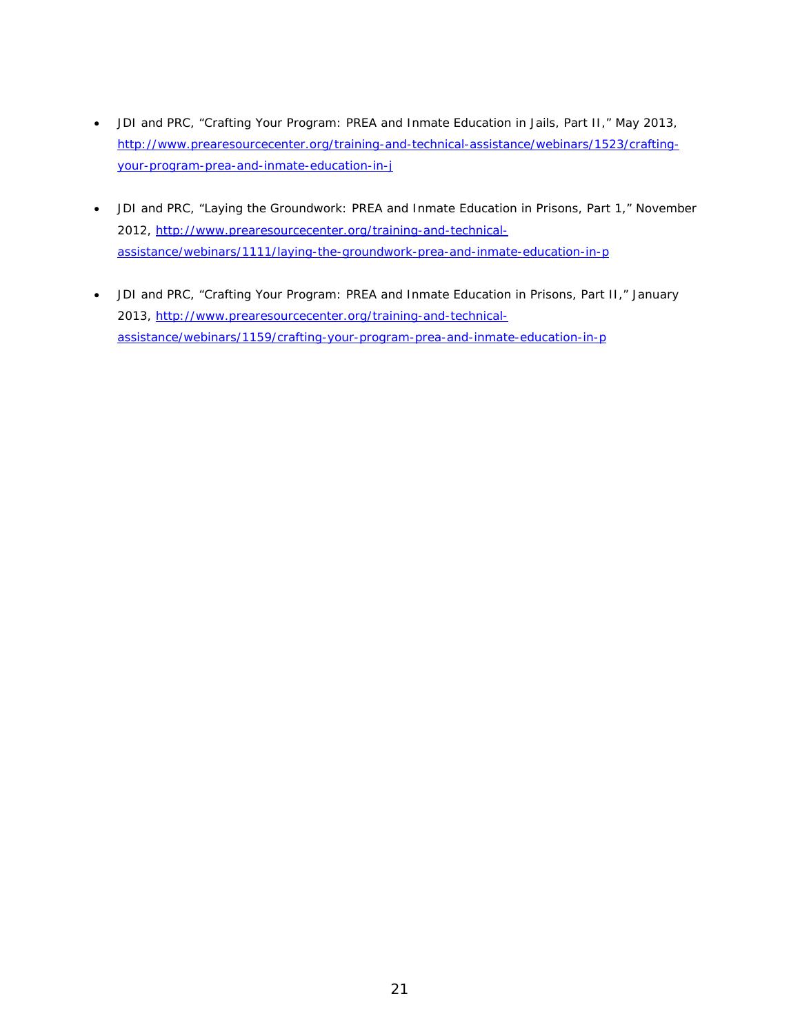- JDI and PRC, "Crafting Your Program: PREA and Inmate Education in Jails, Part II," May 2013, http://www.prearesourcecenter.org/training-and-technical-assistance/webinars/1523/crafting-your-program-prea-and-inmate-education-in-j

- JDI and PRC, "Laying the Groundwork: PREA and Inmate Education in Prisons, Part 1," November 2012, http://www.prearesourcecenter.org/training-and-technical-assistance/webinars/1111/laying-the-groundwork-prea-and-inmate-education-in-p

- JDI and PRC, "Crafting Your Program: PREA and Inmate Education in Prisons, Part II," January 2013, http://www.prearesourcecenter.org/training-and-technical-assistance/webinars/1159/crafting-your-program-prea-and-inmate-education-in-p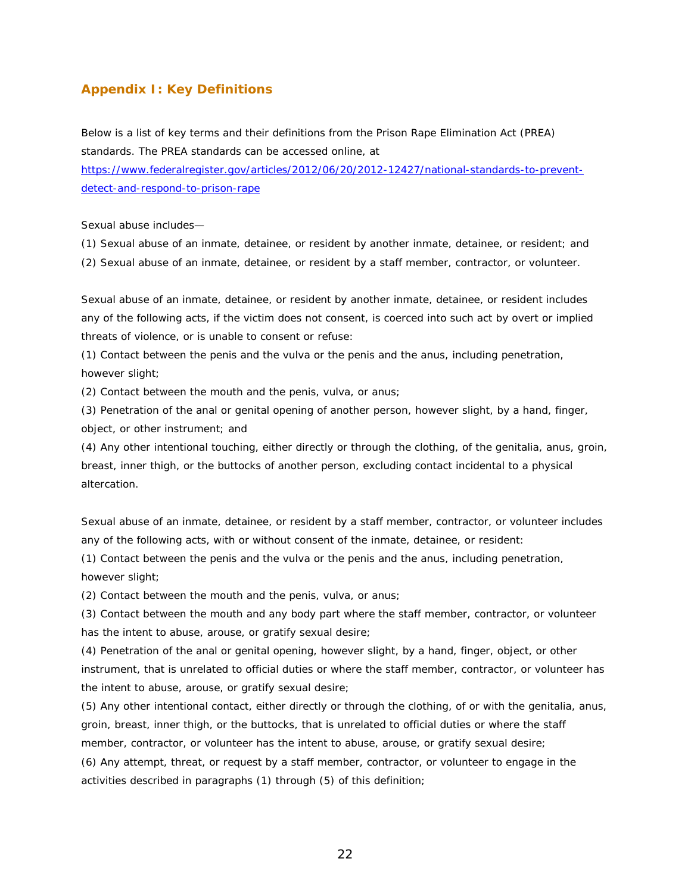## Appendix I: Key Definitions

Below is a list of key terms and their definitions from the Prison Rape Elimination Act (PREA) standards. The PREA standards can be accessed online, at [https://www.federalregister.gov/articles/2012/06/20/2012-12427/national-standards-to-prevent-detect-and-respond-to-prison-rape](https://www.federalregister.gov/articles/2012/06/20/2012-12427/national-standards-to-prevent-detect-and-respond-to-prison-rape)

Sexual abuse includes—

(1) Sexual abuse of an inmate, detainee, or resident by another inmate, detainee, or resident; and

(2) Sexual abuse of an inmate, detainee, or resident by a staff member, contractor, or volunteer.

Sexual abuse of an inmate, detainee, or resident by another inmate, detainee, or resident includes any of the following acts, if the victim does not consent, is coerced into such act by overt or implied threats of violence, or is unable to consent or refuse:

(1) Contact between the penis and the vulva or the penis and the anus, including penetration, however slight;

(2) Contact between the mouth and the penis, vulva, or anus;

(3) Penetration of the anal or genital opening of another person, however slight, by a hand, finger, object, or other instrument; and

(4) Any other intentional touching, either directly or through the clothing, of the genitalia, anus, groin, breast, inner thigh, or the buttocks of another person, excluding contact incidental to a physical altercation.

Sexual abuse of an inmate, detainee, or resident by a staff member, contractor, or volunteer includes any of the following acts, with or without consent of the inmate, detainee, or resident:

(1) Contact between the penis and the vulva or the penis and the anus, including penetration, however slight;

(2) Contact between the mouth and the penis, vulva, or anus;

(3) Contact between the mouth and any body part where the staff member, contractor, or volunteer has the intent to abuse, arouse, or gratify sexual desire;

(4) Penetration of the anal or genital opening, however slight, by a hand, finger, object, or other instrument, that is unrelated to official duties or where the staff member, contractor, or volunteer has the intent to abuse, arouse, or gratify sexual desire;

(5) Any other intentional contact, either directly or through the clothing, of or with the genitalia, anus, groin, breast, inner thigh, or the buttocks, that is unrelated to official duties or where the staff member, contractor, or volunteer has the intent to abuse, arouse, or gratify sexual desire;

(6) Any attempt, threat, or request by a staff member, contractor, or volunteer to engage in the activities described in paragraphs (1) through (5) of this definition;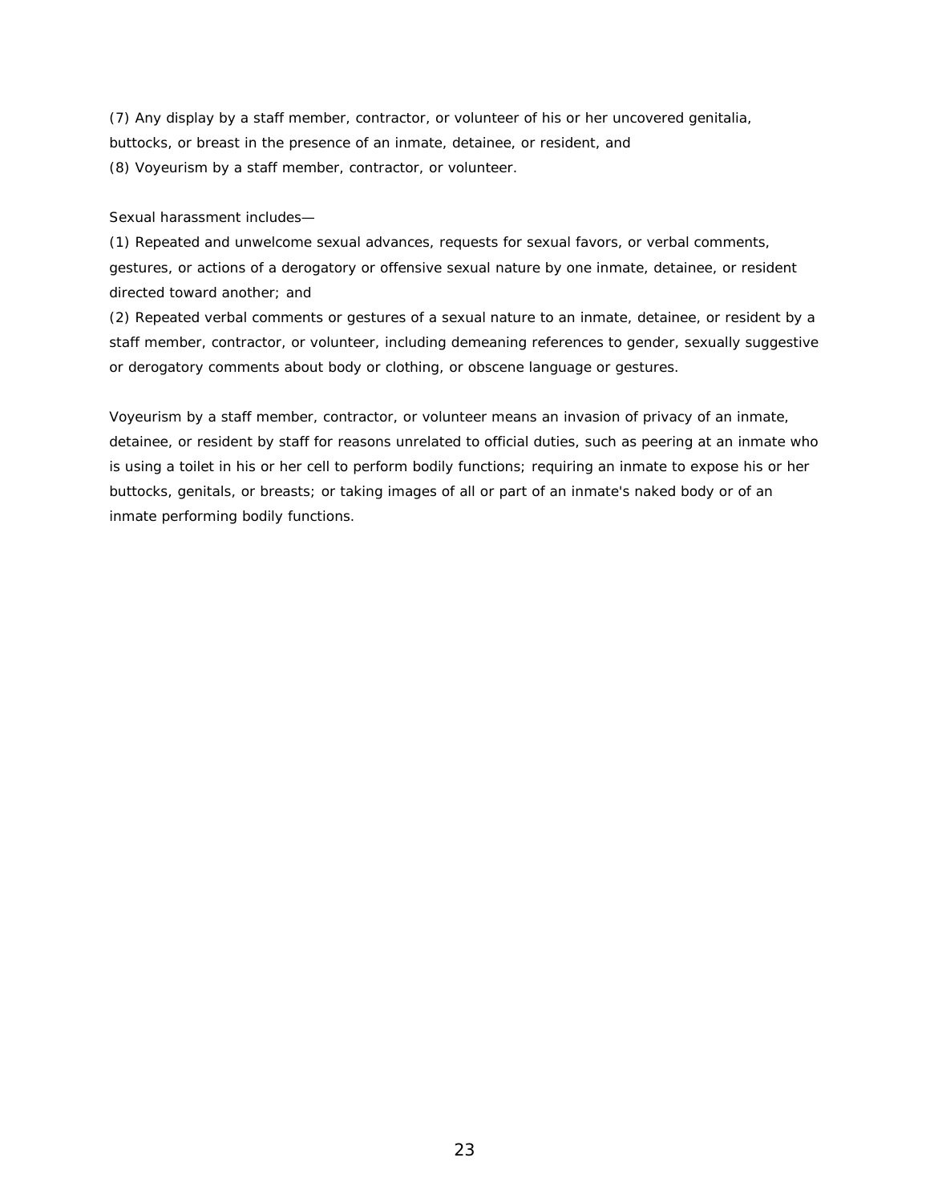(7) Any display by a staff member, contractor, or volunteer of his or her uncovered genitalia, buttocks, or breast in the presence of an inmate, detainee, or resident, and
(8) Voyeurism by a staff member, contractor, or volunteer.

Sexual harassment includes—
(1) Repeated and unwelcome sexual advances, requests for sexual favors, or verbal comments, gestures, or actions of a derogatory or offensive sexual nature by one inmate, detainee, or resident directed toward another; and
(2) Repeated verbal comments or gestures of a sexual nature to an inmate, detainee, or resident by a staff member, contractor, or volunteer, including demeaning references to gender, sexually suggestive or derogatory comments about body or clothing, or obscene language or gestures.

Voyeurism by a staff member, contractor, or volunteer means an invasion of privacy of an inmate, detainee, or resident by staff for reasons unrelated to official duties, such as peering at an inmate who is using a toilet in his or her cell to perform bodily functions; requiring an inmate to expose his or her buttocks, genitals, or breasts; or taking images of all or part of an inmate's naked body or of an inmate performing bodily functions.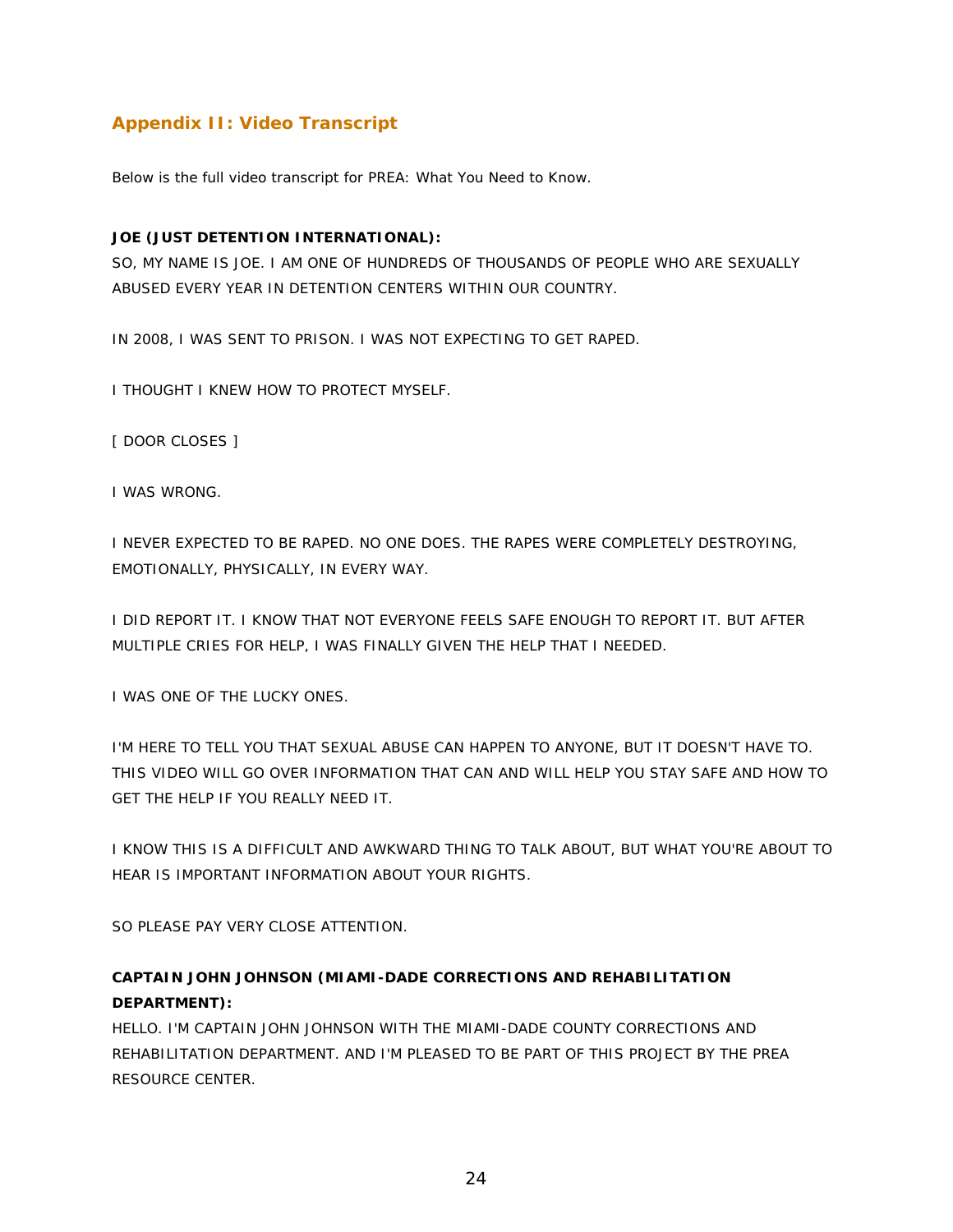## Appendix II: Video Transcript

Below is the full video transcript for PREA: What You Need to Know.

**JOE (JUST DETENTION INTERNATIONAL):**

SO, MY NAME IS JOE. I AM ONE OF HUNDREDS OF THOUSANDS OF PEOPLE WHO ARE SEXUALLY ABUSED EVERY YEAR IN DETENTION CENTERS WITHIN OUR COUNTRY.

IN 2008, I WAS SENT TO PRISON. I WAS NOT EXPECTING TO GET RAPED.

I THOUGHT I KNEW HOW TO PROTECT MYSELF.

[ DOOR CLOSES ]

I WAS WRONG.

I NEVER EXPECTED TO BE RAPED. NO ONE DOES. THE RAPES WERE COMPLETELY DESTROYING, EMOTIONALLY, PHYSICALLY, IN EVERY WAY.

I DID REPORT IT. I KNOW THAT NOT EVERYONE FEELS SAFE ENOUGH TO REPORT IT. BUT AFTER MULTIPLE CRIES FOR HELP, I WAS FINALLY GIVEN THE HELP THAT I NEEDED.

I WAS ONE OF THE LUCKY ONES.

I'M HERE TO TELL YOU THAT SEXUAL ABUSE CAN HAPPEN TO ANYONE, BUT IT DOESN'T HAVE TO. THIS VIDEO WILL GO OVER INFORMATION THAT CAN AND WILL HELP YOU STAY SAFE AND HOW TO GET THE HELP IF YOU REALLY NEED IT.

I KNOW THIS IS A DIFFICULT AND AWKWARD THING TO TALK ABOUT, BUT WHAT YOU'RE ABOUT TO HEAR IS IMPORTANT INFORMATION ABOUT YOUR RIGHTS.

SO PLEASE PAY VERY CLOSE ATTENTION.

**CAPTAIN JOHN JOHNSON (MIAMI-DADE CORRECTIONS AND REHABILITATION DEPARTMENT):**

HELLO. I'M CAPTAIN JOHN JOHNSON WITH THE MIAMI-DADE COUNTY CORRECTIONS AND REHABILITATION DEPARTMENT. AND I'M PLEASED TO BE PART OF THIS PROJECT BY THE PREA RESOURCE CENTER.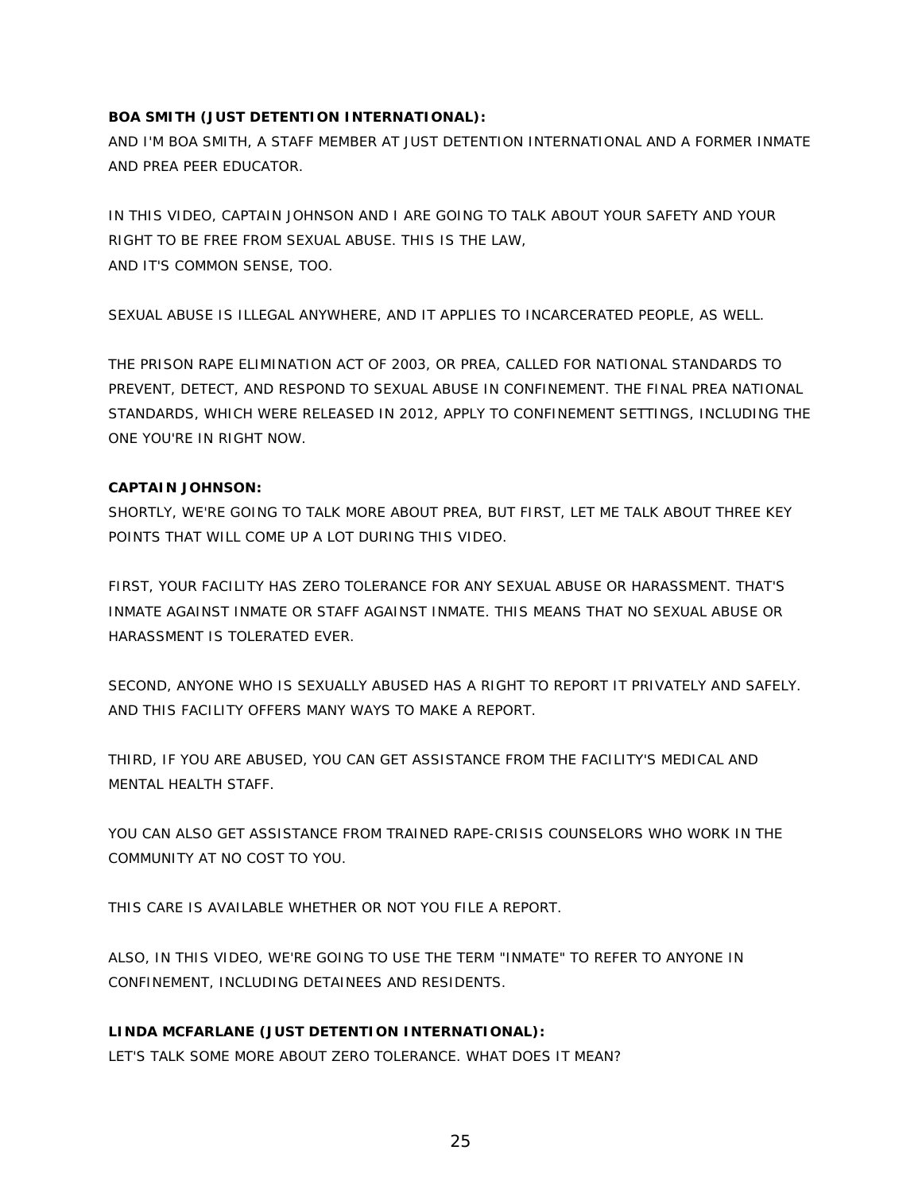**BOA SMITH (JUST DETENTION INTERNATIONAL):**

AND I'M BOA SMITH, A STAFF MEMBER AT JUST DETENTION INTERNATIONAL AND A FORMER INMATE AND PREA PEER EDUCATOR.

IN THIS VIDEO, CAPTAIN JOHNSON AND I ARE GOING TO TALK ABOUT YOUR SAFETY AND YOUR RIGHT TO BE FREE FROM SEXUAL ABUSE. THIS IS THE LAW, AND IT'S COMMON SENSE, TOO.

SEXUAL ABUSE IS ILLEGAL ANYWHERE, AND IT APPLIES TO INCARCERATED PEOPLE, AS WELL.

THE PRISON RAPE ELIMINATION ACT OF 2003, OR PREA, CALLED FOR NATIONAL STANDARDS TO PREVENT, DETECT, AND RESPOND TO SEXUAL ABUSE IN CONFINEMENT. THE FINAL PREA NATIONAL STANDARDS, WHICH WERE RELEASED IN 2012, APPLY TO CONFINEMENT SETTINGS, INCLUDING THE ONE YOU'RE IN RIGHT NOW.

**CAPTAIN JOHNSON:**

SHORTLY, WE'RE GOING TO TALK MORE ABOUT PREA, BUT FIRST, LET ME TALK ABOUT THREE KEY POINTS THAT WILL COME UP A LOT DURING THIS VIDEO.

FIRST, YOUR FACILITY HAS ZERO TOLERANCE FOR ANY SEXUAL ABUSE OR HARASSMENT. THAT'S INMATE AGAINST INMATE OR STAFF AGAINST INMATE. THIS MEANS THAT NO SEXUAL ABUSE OR HARASSMENT IS TOLERATED EVER.

SECOND, ANYONE WHO IS SEXUALLY ABUSED HAS A RIGHT TO REPORT IT PRIVATELY AND SAFELY. AND THIS FACILITY OFFERS MANY WAYS TO MAKE A REPORT.

THIRD, IF YOU ARE ABUSED, YOU CAN GET ASSISTANCE FROM THE FACILITY'S MEDICAL AND MENTAL HEALTH STAFF.

YOU CAN ALSO GET ASSISTANCE FROM TRAINED RAPE-CRISIS COUNSELORS WHO WORK IN THE COMMUNITY AT NO COST TO YOU.

THIS CARE IS AVAILABLE WHETHER OR NOT YOU FILE A REPORT.

ALSO, IN THIS VIDEO, WE'RE GOING TO USE THE TERM "INMATE" TO REFER TO ANYONE IN CONFINEMENT, INCLUDING DETAINEES AND RESIDENTS.

**LINDA MCFARLANE (JUST DETENTION INTERNATIONAL):**

LET'S TALK SOME MORE ABOUT ZERO TOLERANCE. WHAT DOES IT MEAN?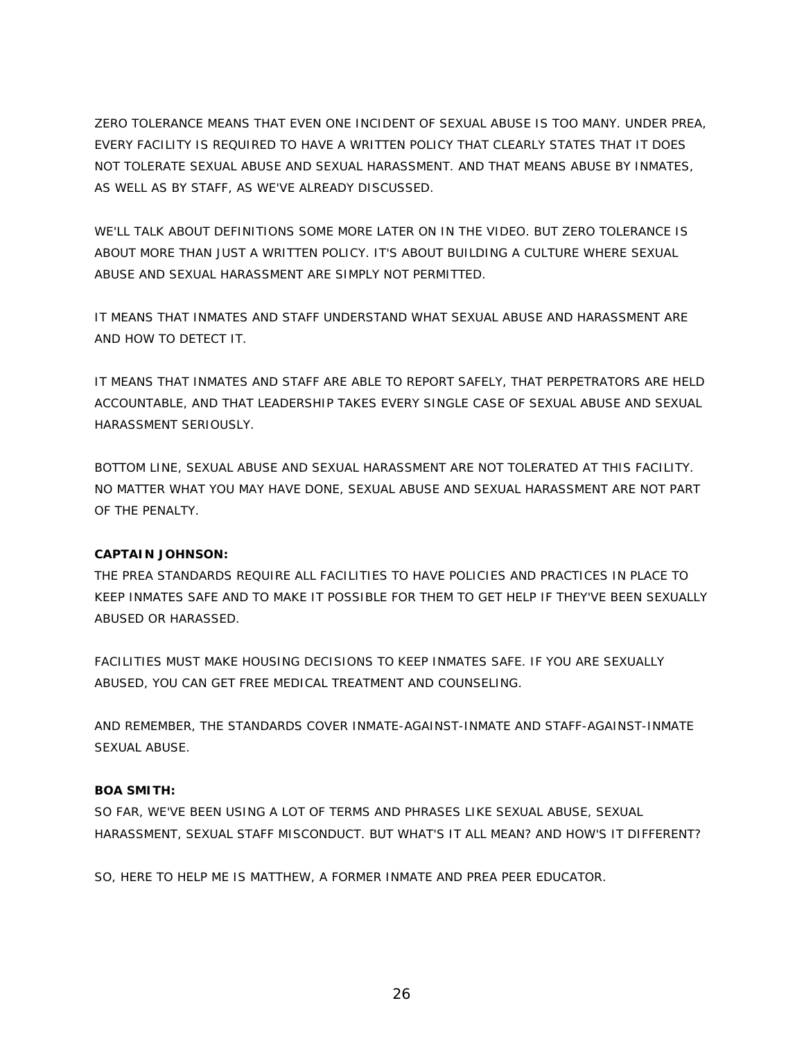ZERO TOLERANCE MEANS THAT EVEN ONE INCIDENT OF SEXUAL ABUSE IS TOO MANY. UNDER PREA, EVERY FACILITY IS REQUIRED TO HAVE A WRITTEN POLICY THAT CLEARLY STATES THAT IT DOES NOT TOLERATE SEXUAL ABUSE AND SEXUAL HARASSMENT. AND THAT MEANS ABUSE BY INMATES, AS WELL AS BY STAFF, AS WE'VE ALREADY DISCUSSED.

WE'LL TALK ABOUT DEFINITIONS SOME MORE LATER ON IN THE VIDEO. BUT ZERO TOLERANCE IS ABOUT MORE THAN JUST A WRITTEN POLICY. IT'S ABOUT BUILDING A CULTURE WHERE SEXUAL ABUSE AND SEXUAL HARASSMENT ARE SIMPLY NOT PERMITTED.

IT MEANS THAT INMATES AND STAFF UNDERSTAND WHAT SEXUAL ABUSE AND HARASSMENT ARE AND HOW TO DETECT IT.

IT MEANS THAT INMATES AND STAFF ARE ABLE TO REPORT SAFELY, THAT PERPETRATORS ARE HELD ACCOUNTABLE, AND THAT LEADERSHIP TAKES EVERY SINGLE CASE OF SEXUAL ABUSE AND SEXUAL HARASSMENT SERIOUSLY.

BOTTOM LINE, SEXUAL ABUSE AND SEXUAL HARASSMENT ARE NOT TOLERATED AT THIS FACILITY. NO MATTER WHAT YOU MAY HAVE DONE, SEXUAL ABUSE AND SEXUAL HARASSMENT ARE NOT PART OF THE PENALTY.

**CAPTAIN JOHNSON:**
THE PREA STANDARDS REQUIRE ALL FACILITIES TO HAVE POLICIES AND PRACTICES IN PLACE TO KEEP INMATES SAFE AND TO MAKE IT POSSIBLE FOR THEM TO GET HELP IF THEY'VE BEEN SEXUALLY ABUSED OR HARASSED.

FACILITIES MUST MAKE HOUSING DECISIONS TO KEEP INMATES SAFE. IF YOU ARE SEXUALLY ABUSED, YOU CAN GET FREE MEDICAL TREATMENT AND COUNSELING.

AND REMEMBER, THE STANDARDS COVER INMATE-AGAINST-INMATE AND STAFF-AGAINST-INMATE SEXUAL ABUSE.

**BOA SMITH:**
SO FAR, WE'VE BEEN USING A LOT OF TERMS AND PHRASES LIKE SEXUAL ABUSE, SEXUAL HARASSMENT, SEXUAL STAFF MISCONDUCT. BUT WHAT'S IT ALL MEAN? AND HOW'S IT DIFFERENT?

SO, HERE TO HELP ME IS MATTHEW, A FORMER INMATE AND PREA PEER EDUCATOR.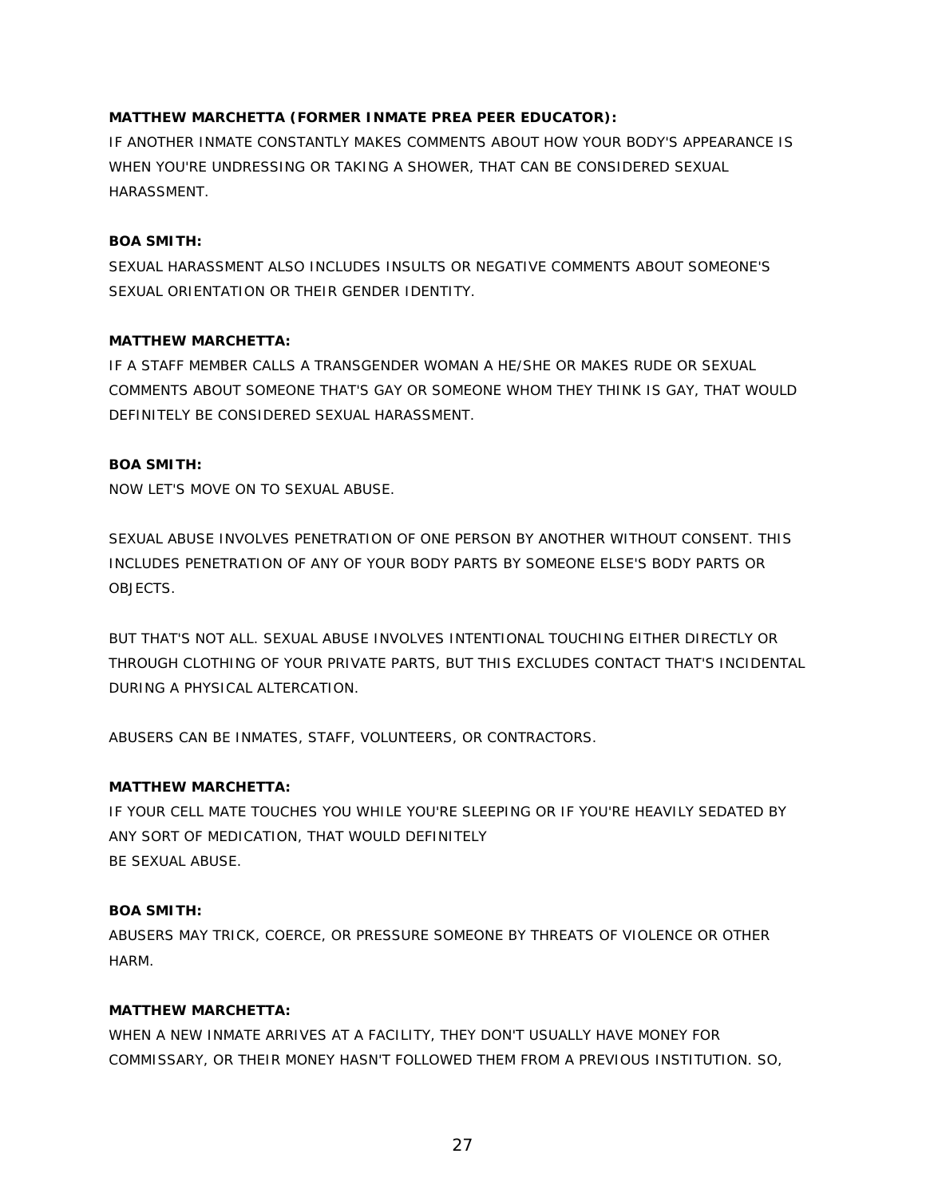**MATTHEW MARCHETTA (FORMER INMATE PREA PEER EDUCATOR):**

IF ANOTHER INMATE CONSTANTLY MAKES COMMENTS ABOUT HOW YOUR BODY'S APPEARANCE IS WHEN YOU'RE UNDRESSING OR TAKING A SHOWER, THAT CAN BE CONSIDERED SEXUAL HARASSMENT.

**BOA SMITH:**

SEXUAL HARASSMENT ALSO INCLUDES INSULTS OR NEGATIVE COMMENTS ABOUT SOMEONE'S SEXUAL ORIENTATION OR THEIR GENDER IDENTITY.

**MATTHEW MARCHETTA:**

IF A STAFF MEMBER CALLS A TRANSGENDER WOMAN A HE/SHE OR MAKES RUDE OR SEXUAL COMMENTS ABOUT SOMEONE THAT'S GAY OR SOMEONE WHOM THEY THINK IS GAY, THAT WOULD DEFINITELY BE CONSIDERED SEXUAL HARASSMENT.

**BOA SMITH:**

NOW LET'S MOVE ON TO SEXUAL ABUSE.

SEXUAL ABUSE INVOLVES PENETRATION OF ONE PERSON BY ANOTHER WITHOUT CONSENT. THIS INCLUDES PENETRATION OF ANY OF YOUR BODY PARTS BY SOMEONE ELSE'S BODY PARTS OR OBJECTS.

BUT THAT'S NOT ALL. SEXUAL ABUSE INVOLVES INTENTIONAL TOUCHING EITHER DIRECTLY OR THROUGH CLOTHING OF YOUR PRIVATE PARTS, BUT THIS EXCLUDES CONTACT THAT'S INCIDENTAL DURING A PHYSICAL ALTERCATION.

ABUSERS CAN BE INMATES, STAFF, VOLUNTEERS, OR CONTRACTORS.

**MATTHEW MARCHETTA:**

IF YOUR CELL MATE TOUCHES YOU WHILE YOU'RE SLEEPING OR IF YOU'RE HEAVILY SEDATED BY ANY SORT OF MEDICATION, THAT WOULD DEFINITELY BE SEXUAL ABUSE.

**BOA SMITH:**

ABUSERS MAY TRICK, COERCE, OR PRESSURE SOMEONE BY THREATS OF VIOLENCE OR OTHER HARM.

**MATTHEW MARCHETTA:**

WHEN A NEW INMATE ARRIVES AT A FACILITY, THEY DON'T USUALLY HAVE MONEY FOR COMMISSARY, OR THEIR MONEY HASN'T FOLLOWED THEM FROM A PREVIOUS INSTITUTION. SO,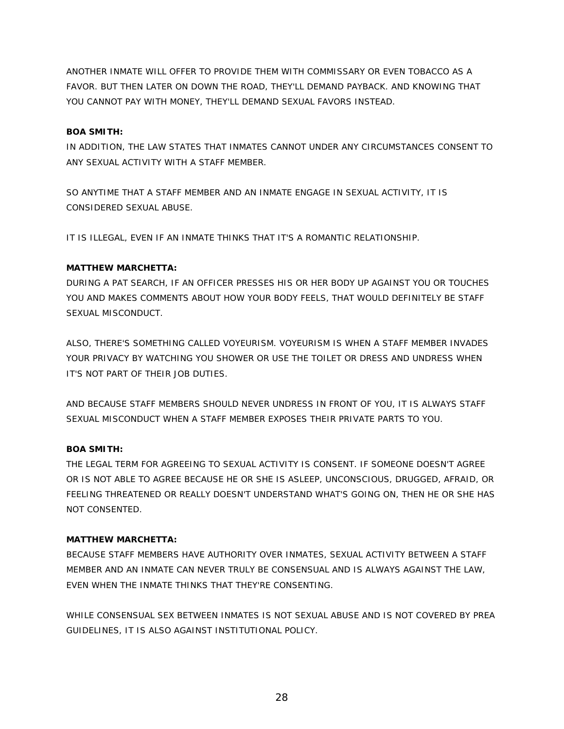ANOTHER INMATE WILL OFFER TO PROVIDE THEM WITH COMMISSARY OR EVEN TOBACCO AS A FAVOR. BUT THEN LATER ON DOWN THE ROAD, THEY'LL DEMAND PAYBACK. AND KNOWING THAT YOU CANNOT PAY WITH MONEY, THEY'LL DEMAND SEXUAL FAVORS INSTEAD.

**BOA SMITH:**
IN ADDITION, THE LAW STATES THAT INMATES CANNOT UNDER ANY CIRCUMSTANCES CONSENT TO ANY SEXUAL ACTIVITY WITH A STAFF MEMBER.

SO ANYTIME THAT A STAFF MEMBER AND AN INMATE ENGAGE IN SEXUAL ACTIVITY, IT IS CONSIDERED SEXUAL ABUSE.

IT IS ILLEGAL, EVEN IF AN INMATE THINKS THAT IT'S A ROMANTIC RELATIONSHIP.

**MATTHEW MARCHETTA:**
DURING A PAT SEARCH, IF AN OFFICER PRESSES HIS OR HER BODY UP AGAINST YOU OR TOUCHES YOU AND MAKES COMMENTS ABOUT HOW YOUR BODY FEELS, THAT WOULD DEFINITELY BE STAFF SEXUAL MISCONDUCT.

ALSO, THERE'S SOMETHING CALLED VOYEURISM. VOYEURISM IS WHEN A STAFF MEMBER INVADES YOUR PRIVACY BY WATCHING YOU SHOWER OR USE THE TOILET OR DRESS AND UNDRESS WHEN IT'S NOT PART OF THEIR JOB DUTIES.

AND BECAUSE STAFF MEMBERS SHOULD NEVER UNDRESS IN FRONT OF YOU, IT IS ALWAYS STAFF SEXUAL MISCONDUCT WHEN A STAFF MEMBER EXPOSES THEIR PRIVATE PARTS TO YOU.

**BOA SMITH:**
THE LEGAL TERM FOR AGREEING TO SEXUAL ACTIVITY IS CONSENT. IF SOMEONE DOESN'T AGREE OR IS NOT ABLE TO AGREE BECAUSE HE OR SHE IS ASLEEP, UNCONSCIOUS, DRUGGED, AFRAID, OR FEELING THREATENED OR REALLY DOESN'T UNDERSTAND WHAT'S GOING ON, THEN HE OR SHE HAS NOT CONSENTED.

**MATTHEW MARCHETTA:**
BECAUSE STAFF MEMBERS HAVE AUTHORITY OVER INMATES, SEXUAL ACTIVITY BETWEEN A STAFF MEMBER AND AN INMATE CAN NEVER TRULY BE CONSENSUAL AND IS ALWAYS AGAINST THE LAW, EVEN WHEN THE INMATE THINKS THAT THEY'RE CONSENTING.

WHILE CONSENSUAL SEX BETWEEN INMATES IS NOT SEXUAL ABUSE AND IS NOT COVERED BY PREA GUIDELINES, IT IS ALSO AGAINST INSTITUTIONAL POLICY.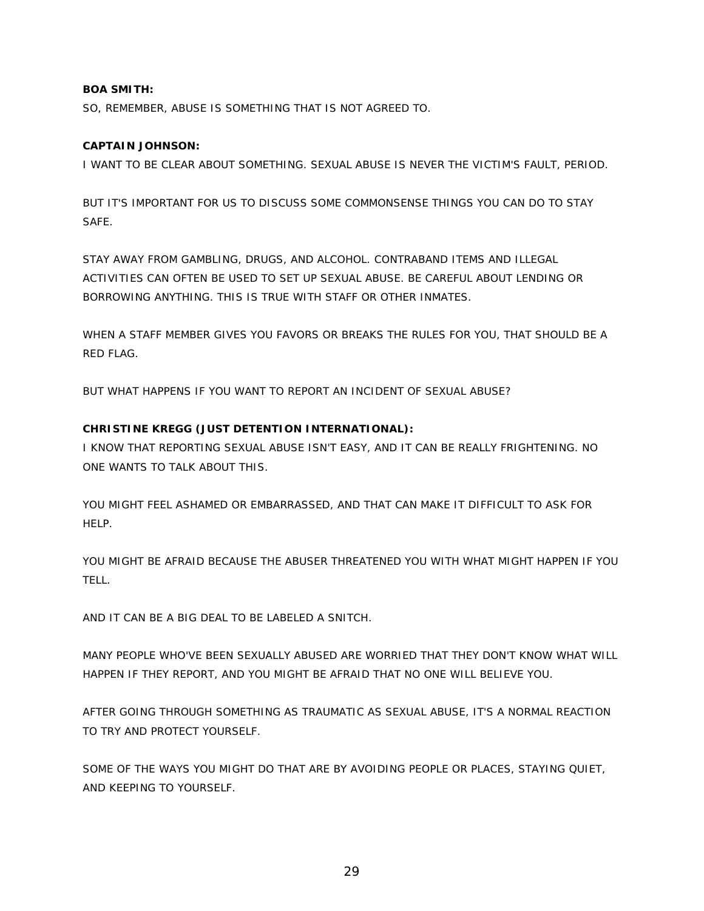**BOA SMITH:**

SO, REMEMBER, ABUSE IS SOMETHING THAT IS NOT AGREED TO.

**CAPTAIN JOHNSON:**

I WANT TO BE CLEAR ABOUT SOMETHING. SEXUAL ABUSE IS NEVER THE VICTIM'S FAULT, PERIOD.

BUT IT'S IMPORTANT FOR US TO DISCUSS SOME COMMONSENSE THINGS YOU CAN DO TO STAY SAFE.

STAY AWAY FROM GAMBLING, DRUGS, AND ALCOHOL. CONTRABAND ITEMS AND ILLEGAL ACTIVITIES CAN OFTEN BE USED TO SET UP SEXUAL ABUSE. BE CAREFUL ABOUT LENDING OR BORROWING ANYTHING. THIS IS TRUE WITH STAFF OR OTHER INMATES.

WHEN A STAFF MEMBER GIVES YOU FAVORS OR BREAKS THE RULES FOR YOU, THAT SHOULD BE A RED FLAG.

BUT WHAT HAPPENS IF YOU WANT TO REPORT AN INCIDENT OF SEXUAL ABUSE?

**CHRISTINE KREGG (JUST DETENTION INTERNATIONAL):**

I KNOW THAT REPORTING SEXUAL ABUSE ISN'T EASY, AND IT CAN BE REALLY FRIGHTENING. NO ONE WANTS TO TALK ABOUT THIS.

YOU MIGHT FEEL ASHAMED OR EMBARRASSED, AND THAT CAN MAKE IT DIFFICULT TO ASK FOR HELP.

YOU MIGHT BE AFRAID BECAUSE THE ABUSER THREATENED YOU WITH WHAT MIGHT HAPPEN IF YOU TELL.

AND IT CAN BE A BIG DEAL TO BE LABELED A SNITCH.

MANY PEOPLE WHO'VE BEEN SEXUALLY ABUSED ARE WORRIED THAT THEY DON'T KNOW WHAT WILL HAPPEN IF THEY REPORT, AND YOU MIGHT BE AFRAID THAT NO ONE WILL BELIEVE YOU.

AFTER GOING THROUGH SOMETHING AS TRAUMATIC AS SEXUAL ABUSE, IT'S A NORMAL REACTION TO TRY AND PROTECT YOURSELF.

SOME OF THE WAYS YOU MIGHT DO THAT ARE BY AVOIDING PEOPLE OR PLACES, STAYING QUIET, AND KEEPING TO YOURSELF.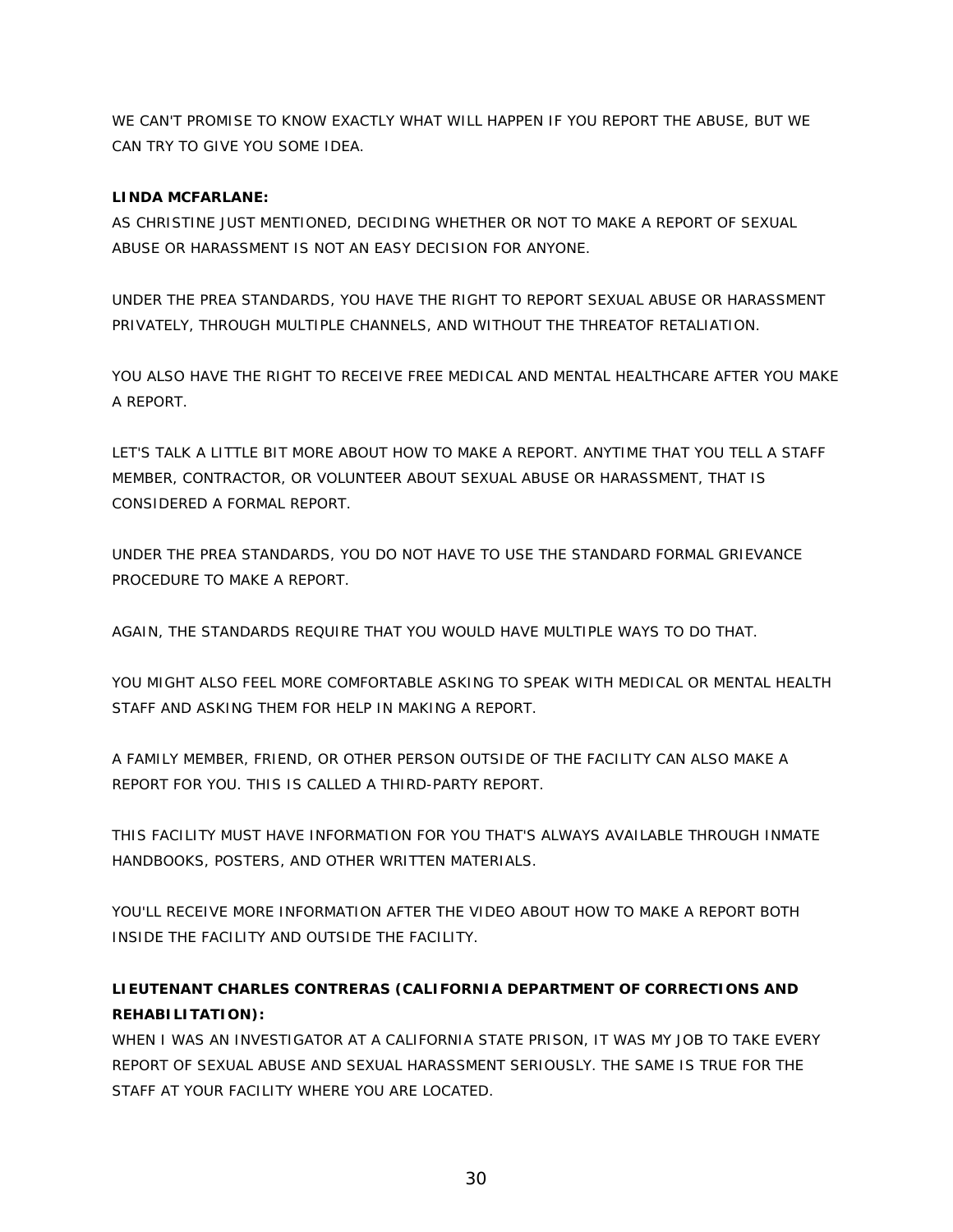WE CAN'T PROMISE TO KNOW EXACTLY WHAT WILL HAPPEN IF YOU REPORT THE ABUSE, BUT WE CAN TRY TO GIVE YOU SOME IDEA.

**LINDA MCFARLANE:**
AS CHRISTINE JUST MENTIONED, DECIDING WHETHER OR NOT TO MAKE A REPORT OF SEXUAL ABUSE OR HARASSMENT IS NOT AN EASY DECISION FOR ANYONE.

UNDER THE PREA STANDARDS, YOU HAVE THE RIGHT TO REPORT SEXUAL ABUSE OR HARASSMENT PRIVATELY, THROUGH MULTIPLE CHANNELS, AND WITHOUT THE THREATOF RETALIATION.

YOU ALSO HAVE THE RIGHT TO RECEIVE FREE MEDICAL AND MENTAL HEALTHCARE AFTER YOU MAKE A REPORT.

LET'S TALK A LITTLE BIT MORE ABOUT HOW TO MAKE A REPORT. ANYTIME THAT YOU TELL A STAFF MEMBER, CONTRACTOR, OR VOLUNTEER ABOUT SEXUAL ABUSE OR HARASSMENT, THAT IS CONSIDERED A FORMAL REPORT.

UNDER THE PREA STANDARDS, YOU DO NOT HAVE TO USE THE STANDARD FORMAL GRIEVANCE PROCEDURE TO MAKE A REPORT.

AGAIN, THE STANDARDS REQUIRE THAT YOU WOULD HAVE MULTIPLE WAYS TO DO THAT.

YOU MIGHT ALSO FEEL MORE COMFORTABLE ASKING TO SPEAK WITH MEDICAL OR MENTAL HEALTH STAFF AND ASKING THEM FOR HELP IN MAKING A REPORT.

A FAMILY MEMBER, FRIEND, OR OTHER PERSON OUTSIDE OF THE FACILITY CAN ALSO MAKE A REPORT FOR YOU. THIS IS CALLED A THIRD-PARTY REPORT.

THIS FACILITY MUST HAVE INFORMATION FOR YOU THAT'S ALWAYS AVAILABLE THROUGH INMATE HANDBOOKS, POSTERS, AND OTHER WRITTEN MATERIALS.

YOU'LL RECEIVE MORE INFORMATION AFTER THE VIDEO ABOUT HOW TO MAKE A REPORT BOTH INSIDE THE FACILITY AND OUTSIDE THE FACILITY.

**LIEUTENANT CHARLES CONTRERAS (CALIFORNIA DEPARTMENT OF CORRECTIONS AND REHABILITATION):**
WHEN I WAS AN INVESTIGATOR AT A CALIFORNIA STATE PRISON, IT WAS MY JOB TO TAKE EVERY REPORT OF SEXUAL ABUSE AND SEXUAL HARASSMENT SERIOUSLY. THE SAME IS TRUE FOR THE STAFF AT YOUR FACILITY WHERE YOU ARE LOCATED.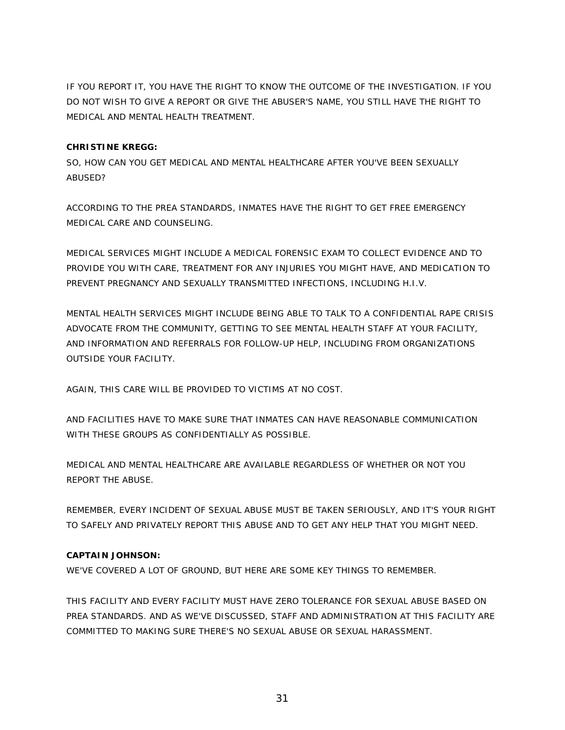IF YOU REPORT IT, YOU HAVE THE RIGHT TO KNOW THE OUTCOME OF THE INVESTIGATION. IF YOU DO NOT WISH TO GIVE A REPORT OR GIVE THE ABUSER'S NAME, YOU STILL HAVE THE RIGHT TO MEDICAL AND MENTAL HEALTH TREATMENT.

**CHRISTINE KREGG:**
SO, HOW CAN YOU GET MEDICAL AND MENTAL HEALTHCARE AFTER YOU'VE BEEN SEXUALLY ABUSED?

ACCORDING TO THE PREA STANDARDS, INMATES HAVE THE RIGHT TO GET FREE EMERGENCY MEDICAL CARE AND COUNSELING.

MEDICAL SERVICES MIGHT INCLUDE A MEDICAL FORENSIC EXAM TO COLLECT EVIDENCE AND TO PROVIDE YOU WITH CARE, TREATMENT FOR ANY INJURIES YOU MIGHT HAVE, AND MEDICATION TO PREVENT PREGNANCY AND SEXUALLY TRANSMITTED INFECTIONS, INCLUDING H.I.V.

MENTAL HEALTH SERVICES MIGHT INCLUDE BEING ABLE TO TALK TO A CONFIDENTIAL RAPE CRISIS ADVOCATE FROM THE COMMUNITY, GETTING TO SEE MENTAL HEALTH STAFF AT YOUR FACILITY, AND INFORMATION AND REFERRALS FOR FOLLOW-UP HELP, INCLUDING FROM ORGANIZATIONS OUTSIDE YOUR FACILITY.

AGAIN, THIS CARE WILL BE PROVIDED TO VICTIMS AT NO COST.

AND FACILITIES HAVE TO MAKE SURE THAT INMATES CAN HAVE REASONABLE COMMUNICATION WITH THESE GROUPS AS CONFIDENTIALLY AS POSSIBLE.

MEDICAL AND MENTAL HEALTHCARE ARE AVAILABLE REGARDLESS OF WHETHER OR NOT YOU REPORT THE ABUSE.

REMEMBER, EVERY INCIDENT OF SEXUAL ABUSE MUST BE TAKEN SERIOUSLY, AND IT'S YOUR RIGHT TO SAFELY AND PRIVATELY REPORT THIS ABUSE AND TO GET ANY HELP THAT YOU MIGHT NEED.

**CAPTAIN JOHNSON:**
WE'VE COVERED A LOT OF GROUND, BUT HERE ARE SOME KEY THINGS TO REMEMBER.

THIS FACILITY AND EVERY FACILITY MUST HAVE ZERO TOLERANCE FOR SEXUAL ABUSE BASED ON PREA STANDARDS. AND AS WE'VE DISCUSSED, STAFF AND ADMINISTRATION AT THIS FACILITY ARE COMMITTED TO MAKING SURE THERE'S NO SEXUAL ABUSE OR SEXUAL HARASSMENT.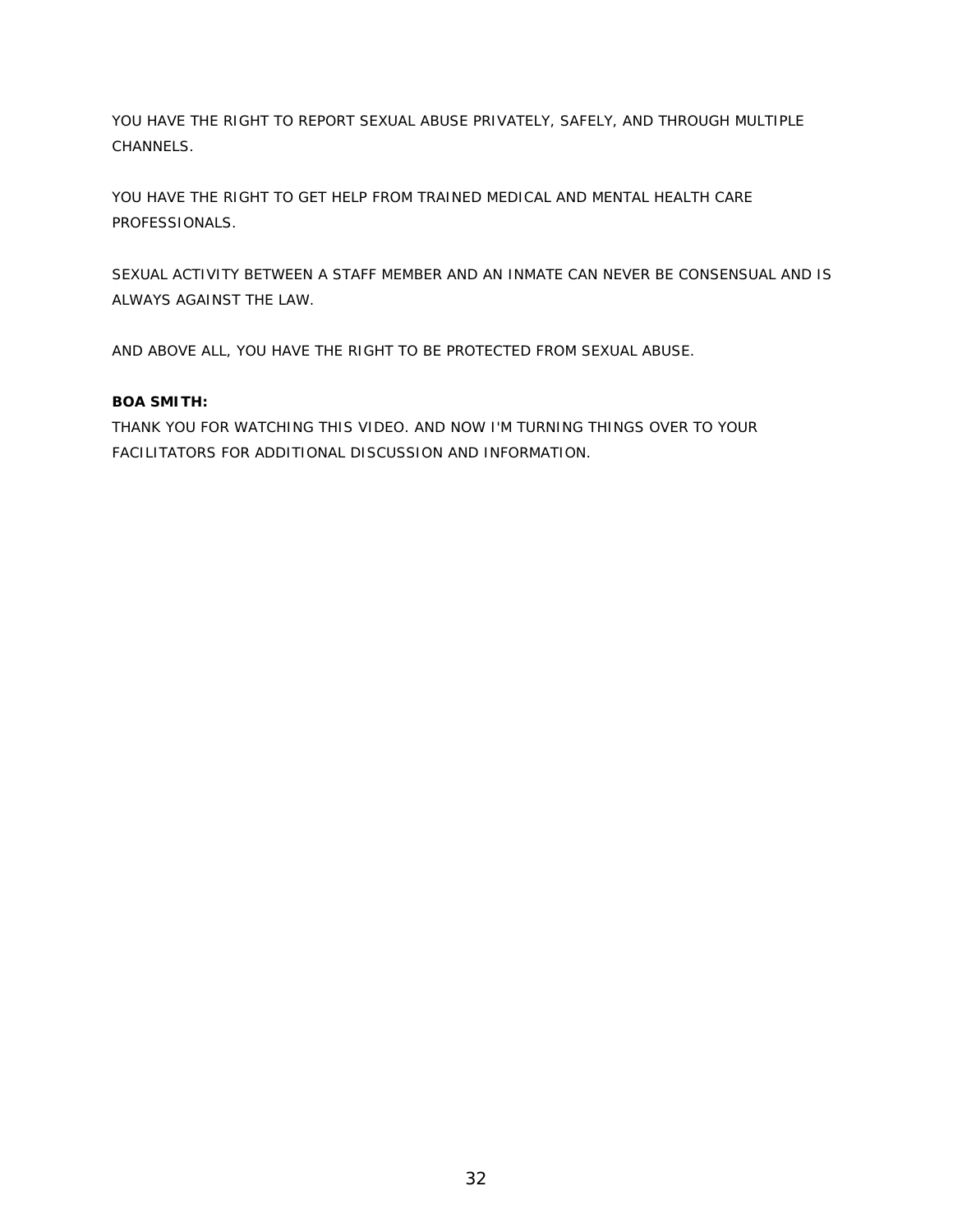YOU HAVE THE RIGHT TO REPORT SEXUAL ABUSE PRIVATELY, SAFELY, AND THROUGH MULTIPLE CHANNELS.

YOU HAVE THE RIGHT TO GET HELP FROM TRAINED MEDICAL AND MENTAL HEALTH CARE PROFESSIONALS.

SEXUAL ACTIVITY BETWEEN A STAFF MEMBER AND AN INMATE CAN NEVER BE CONSENSUAL AND IS ALWAYS AGAINST THE LAW.

AND ABOVE ALL, YOU HAVE THE RIGHT TO BE PROTECTED FROM SEXUAL ABUSE.

**BOA SMITH:**
THANK YOU FOR WATCHING THIS VIDEO. AND NOW I'M TURNING THINGS OVER TO YOUR FACILITATORS FOR ADDITIONAL DISCUSSION AND INFORMATION.